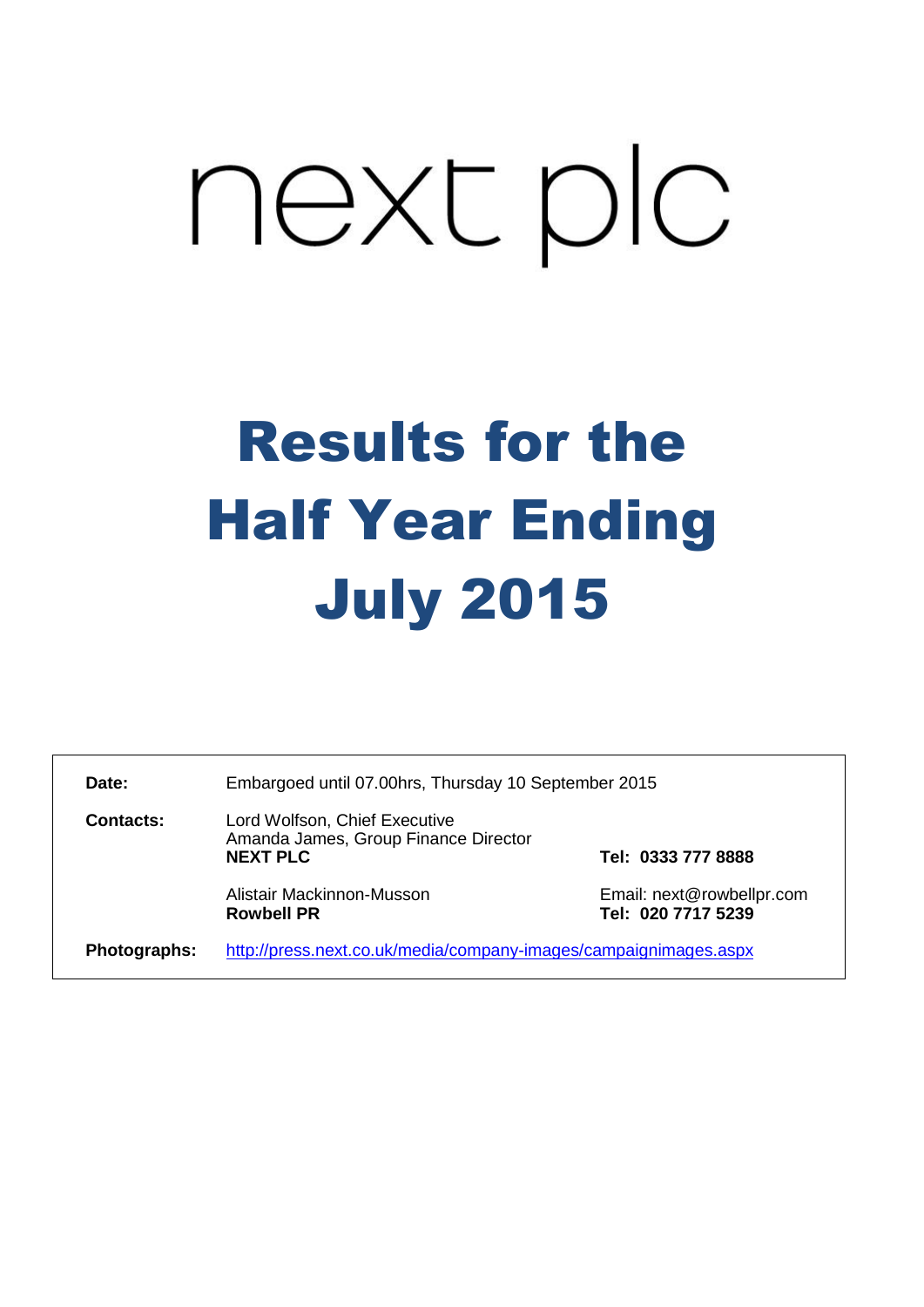# next plc

# Results for the Half Year Ending July 2015

| | | |
|---|---|---|
| **Date:** | Embargoed until 07.00hrs, Thursday 10 September 2015 | |
| **Contacts:** | Lord Wolfson, Chief Executive<br>Amanda James, Group Finance Director<br>**NEXT PLC** | **Tel: 0333 777 8888** |
| | Alistair Mackinnon-Musson<br>**Rowbell PR** | Email: next@rowbellpr.com<br>**Tel: 020 7717 5239** |
| **Photographs:** | http://press.next.co.uk/media/company-images/campaignimages.aspx | |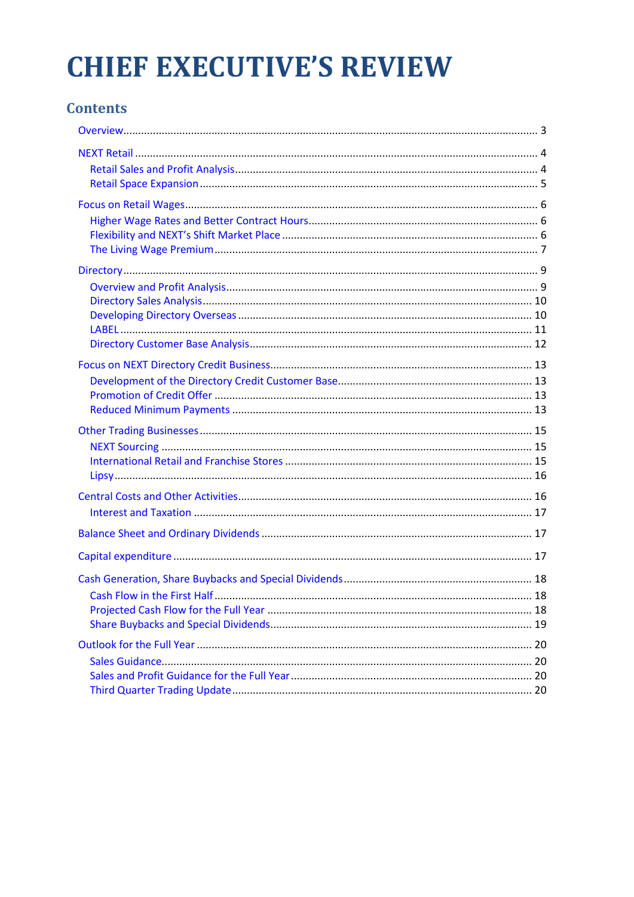# CHIEF EXECUTIVE'S REVIEW

## Contents

- Overview ... 3
- NEXT Retail ... 4
  - Retail Sales and Profit Analysis ... 4
  - Retail Space Expansion ... 5
- Focus on Retail Wages ... 6
  - Higher Wage Rates and Better Contract Hours ... 6
  - Flexibility and NEXT's Shift Market Place ... 6
  - The Living Wage Premium ... 7
- Directory ... 9
  - Overview and Profit Analysis ... 9
  - Directory Sales Analysis ... 10
  - Developing Directory Overseas ... 10
  - LABEL ... 11
  - Directory Customer Base Analysis ... 12
- Focus on NEXT Directory Credit Business ... 13
  - Development of the Directory Credit Customer Base ... 13
  - Promotion of Credit Offer ... 13
  - Reduced Minimum Payments ... 13
- Other Trading Businesses ... 15
  - NEXT Sourcing ... 15
  - International Retail and Franchise Stores ... 15
  - Lipsy ... 16
- Central Costs and Other Activities ... 16
  - Interest and Taxation ... 17
- Balance Sheet and Ordinary Dividends ... 17
- Capital expenditure ... 17
- Cash Generation, Share Buybacks and Special Dividends ... 18
  - Cash Flow in the First Half ... 18
  - Projected Cash Flow for the Full Year ... 18
  - Share Buybacks and Special Dividends ... 19
- Outlook for the Full Year ... 20
  - Sales Guidance ... 20
  - Sales and Profit Guidance for the Full Year ... 20
  - Third Quarter Trading Update ... 20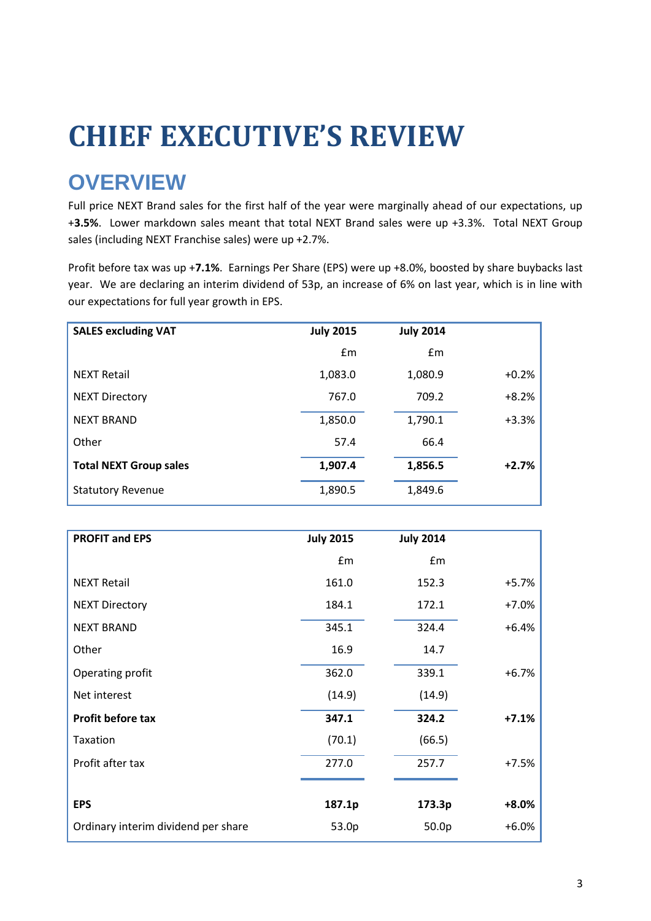# CHIEF EXECUTIVE'S REVIEW

## OVERVIEW

Full price NEXT Brand sales for the first half of the year were marginally ahead of our expectations, up +**3.5%**. Lower markdown sales meant that total NEXT Brand sales were up +3.3%. Total NEXT Group sales (including NEXT Franchise sales) were up +2.7%.

Profit before tax was up +**7.1%**. Earnings Per Share (EPS) were up +8.0%, boosted by share buybacks last year. We are declaring an interim dividend of 53p, an increase of 6% on last year, which is in line with our expectations for full year growth in EPS.

| **SALES excluding VAT** | **July 2015** | **July 2014** | |
|---|---|---|---|
| | £m | £m | |
| NEXT Retail | 1,083.0 | 1,080.9 | +0.2% |
| NEXT Directory | 767.0 | 709.2 | +8.2% |
| NEXT BRAND | 1,850.0 | 1,790.1 | +3.3% |
| Other | 57.4 | 66.4 | |
| **Total NEXT Group sales** | **1,907.4** | **1,856.5** | **+2.7%** |
| Statutory Revenue | 1,890.5 | 1,849.6 | |

| **PROFIT and EPS** | **July 2015** | **July 2014** | |
|---|---|---|---|
| | £m | £m | |
| NEXT Retail | 161.0 | 152.3 | +5.7% |
| NEXT Directory | 184.1 | 172.1 | +7.0% |
| NEXT BRAND | 345.1 | 324.4 | +6.4% |
| Other | 16.9 | 14.7 | |
| Operating profit | 362.0 | 339.1 | +6.7% |
| Net interest | (14.9) | (14.9) | |
| **Profit before tax** | **347.1** | **324.2** | **+7.1%** |
| Taxation | (70.1) | (66.5) | |
| Profit after tax | 277.0 | 257.7 | +7.5% |
| | | | |
| **EPS** | **187.1p** | **173.3p** | **+8.0%** |
| Ordinary interim dividend per share | 53.0p | 50.0p | +6.0% |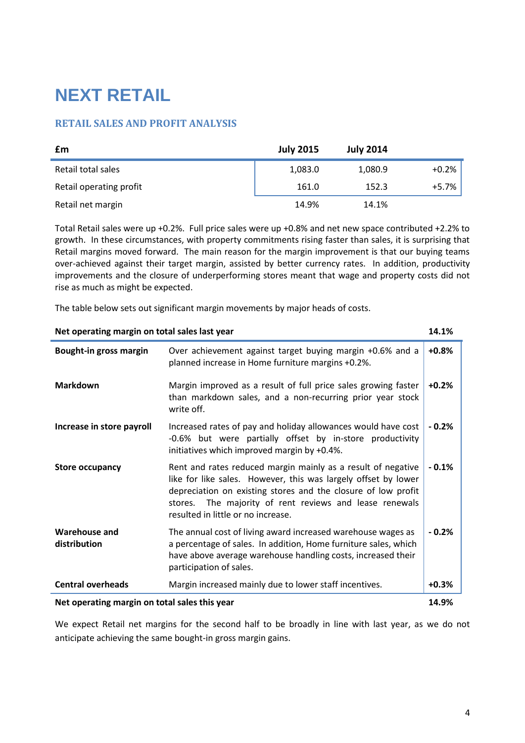# NEXT RETAIL

## RETAIL SALES AND PROFIT ANALYSIS

| £m | July 2015 | July 2014 | |
|---|---|---|---|
| Retail total sales | 1,083.0 | 1,080.9 | +0.2% |
| Retail operating profit | 161.0 | 152.3 | +5.7% |
| Retail net margin | 14.9% | 14.1% | |

Total Retail sales were up +0.2%. Full price sales were up +0.8% and net new space contributed +2.2% to growth. In these circumstances, with property commitments rising faster than sales, it is surprising that Retail margins moved forward. The main reason for the margin improvement is that our buying teams over-achieved against their target margin, assisted by better currency rates. In addition, productivity improvements and the closure of underperforming stores meant that wage and property costs did not rise as much as might be expected.

The table below sets out significant margin movements by major heads of costs.

| **Net operating margin on total sales last year** | | **14.1%** |
|---|---|---|
| **Bought-in gross margin** | Over achievement against target buying margin +0.6% and a planned increase in Home furniture margins +0.2%. | **+0.8%** |
| **Markdown** | Margin improved as a result of full price sales growing faster than markdown sales, and a non-recurring prior year stock write off. | **+0.2%** |
| **Increase in store payroll** | Increased rates of pay and holiday allowances would have cost -0.6% but were partially offset by in-store productivity initiatives which improved margin by +0.4%. | **- 0.2%** |
| **Store occupancy** | Rent and rates reduced margin mainly as a result of negative like for like sales. However, this was largely offset by lower depreciation on existing stores and the closure of low profit stores. The majority of rent reviews and lease renewals resulted in little or no increase. | **- 0.1%** |
| **Warehouse and distribution** | The annual cost of living award increased warehouse wages as a percentage of sales. In addition, Home furniture sales, which have above average warehouse handling costs, increased their participation of sales. | **- 0.2%** |
| **Central overheads** | Margin increased mainly due to lower staff incentives. | **+0.3%** |
| **Net operating margin on total sales this year** | | **14.9%** |

We expect Retail net margins for the second half to be broadly in line with last year, as we do not anticipate achieving the same bought-in gross margin gains.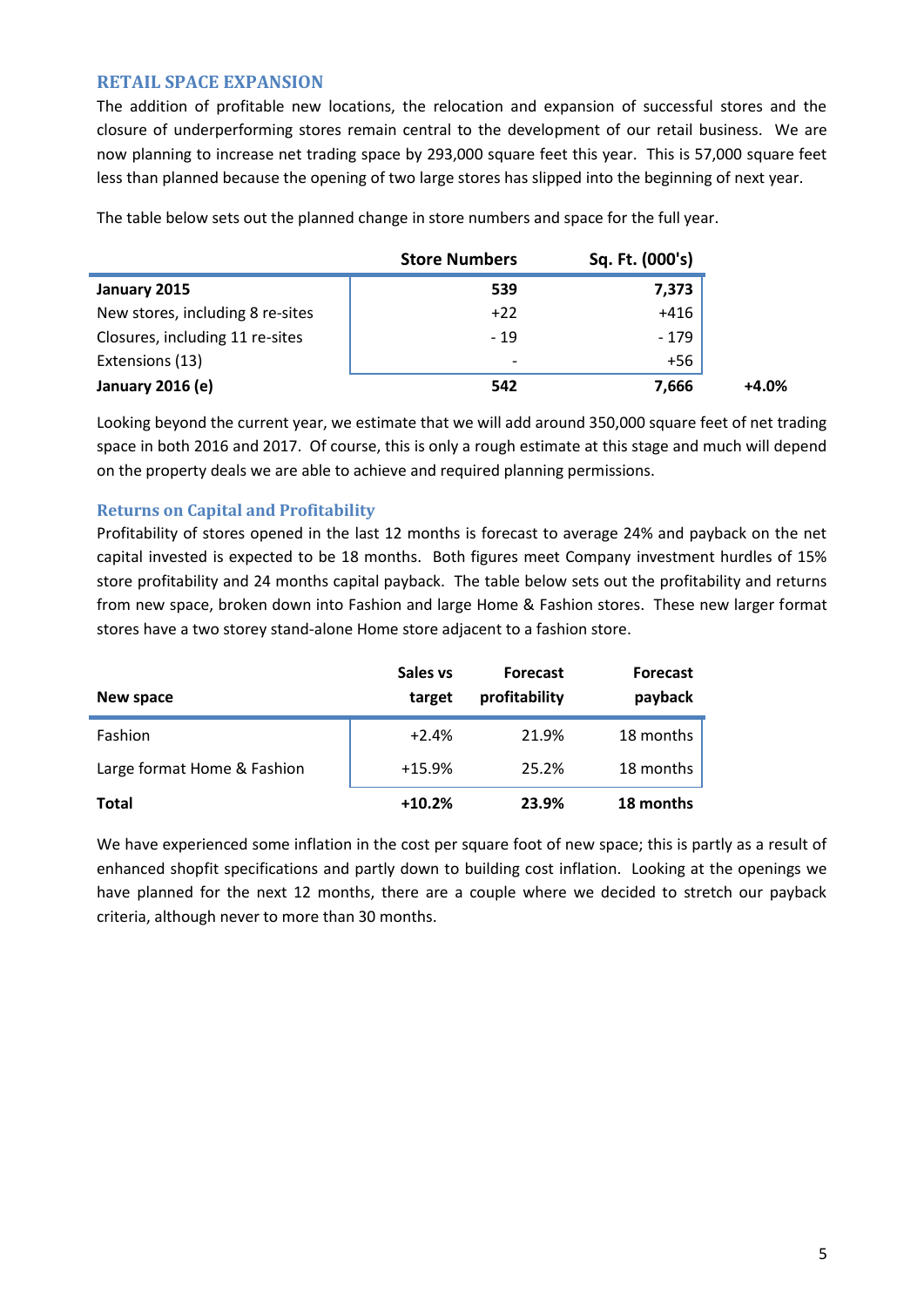## RETAIL SPACE EXPANSION

The addition of profitable new locations, the relocation and expansion of successful stores and the closure of underperforming stores remain central to the development of our retail business. We are now planning to increase net trading space by 293,000 square feet this year. This is 57,000 square feet less than planned because the opening of two large stores has slipped into the beginning of next year.

The table below sets out the planned change in store numbers and space for the full year.

| | Store Numbers | Sq. Ft. (000's) | |
|---|---|---|---|
| **January 2015** | **539** | **7,373** | |
| New stores, including 8 re-sites | +22 | +416 | |
| Closures, including 11 re-sites | - 19 | - 179 | |
| Extensions (13) | - | +56 | |
| **January 2016 (e)** | **542** | **7,666** | **+4.0%** |

Looking beyond the current year, we estimate that we will add around 350,000 square feet of net trading space in both 2016 and 2017. Of course, this is only a rough estimate at this stage and much will depend on the property deals we are able to achieve and required planning permissions.

### Returns on Capital and Profitability

Profitability of stores opened in the last 12 months is forecast to average 24% and payback on the net capital invested is expected to be 18 months. Both figures meet Company investment hurdles of 15% store profitability and 24 months capital payback. The table below sets out the profitability and returns from new space, broken down into Fashion and large Home & Fashion stores. These new larger format stores have a two storey stand-alone Home store adjacent to a fashion store.

| New space | Sales vs target | Forecast profitability | Forecast payback |
|---|---|---|---|
| Fashion | +2.4% | 21.9% | 18 months |
| Large format Home & Fashion | +15.9% | 25.2% | 18 months |
| **Total** | **+10.2%** | **23.9%** | **18 months** |

We have experienced some inflation in the cost per square foot of new space; this is partly as a result of enhanced shopfit specifications and partly down to building cost inflation. Looking at the openings we have planned for the next 12 months, there are a couple where we decided to stretch our payback criteria, although never to more than 30 months.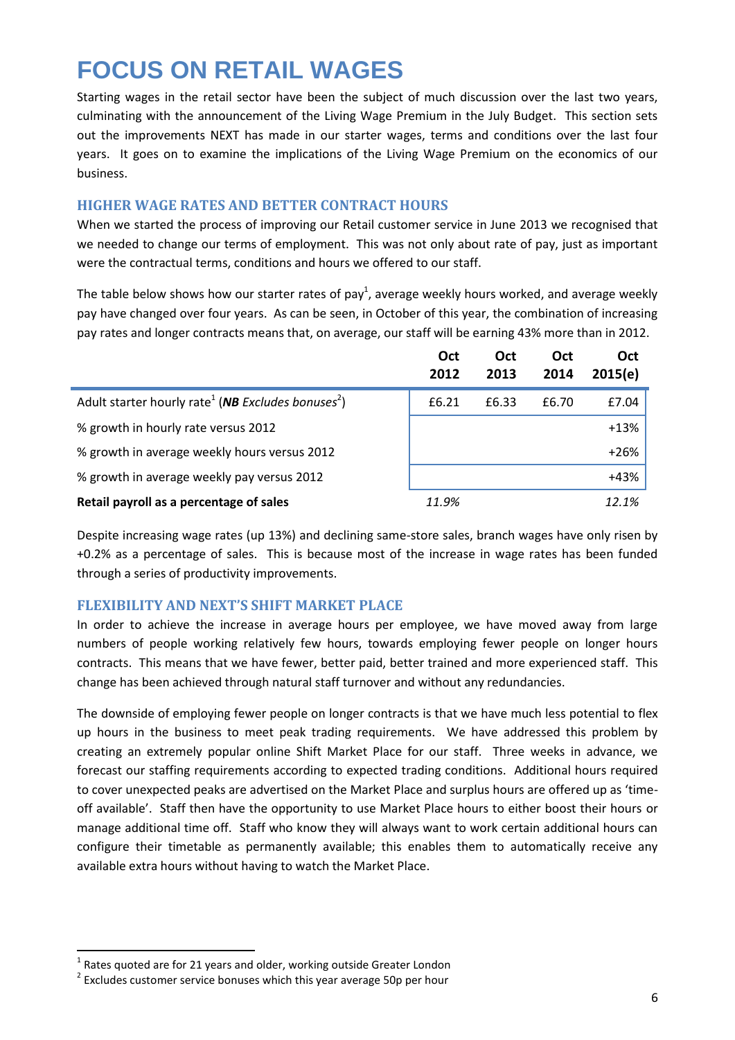# FOCUS ON RETAIL WAGES

Starting wages in the retail sector have been the subject of much discussion over the last two years, culminating with the announcement of the Living Wage Premium in the July Budget. This section sets out the improvements NEXT has made in our starter wages, terms and conditions over the last four years. It goes on to examine the implications of the Living Wage Premium on the economics of our business.

### HIGHER WAGE RATES AND BETTER CONTRACT HOURS

When we started the process of improving our Retail customer service in June 2013 we recognised that we needed to change our terms of employment. This was not only about rate of pay, just as important were the contractual terms, conditions and hours we offered to our staff.

The table below shows how our starter rates of pay[1], average weekly hours worked, and average weekly pay have changed over four years. As can be seen, in October of this year, the combination of increasing pay rates and longer contracts means that, on average, our staff will be earning 43% more than in 2012.

| | Oct 2012 | Oct 2013 | Oct 2014 | Oct 2015(e) |
|---|---|---|---|---|
| Adult starter hourly rate[1] (***NB** Excludes bonuses*[2]) | £6.21 | £6.33 | £6.70 | £7.04 |
| % growth in hourly rate versus 2012 | | | | +13% |
| % growth in average weekly hours versus 2012 | | | | +26% |
| % growth in average weekly pay versus 2012 | | | | +43% |
| **Retail payroll as a percentage of sales** | *11.9%* | | | *12.1%* |

Despite increasing wage rates (up 13%) and declining same-store sales, branch wages have only risen by +0.2% as a percentage of sales. This is because most of the increase in wage rates has been funded through a series of productivity improvements.

### FLEXIBILITY AND NEXT'S SHIFT MARKET PLACE

In order to achieve the increase in average hours per employee, we have moved away from large numbers of people working relatively few hours, towards employing fewer people on longer hours contracts. This means that we have fewer, better paid, better trained and more experienced staff. This change has been achieved through natural staff turnover and without any redundancies.

The downside of employing fewer people on longer contracts is that we have much less potential to flex up hours in the business to meet peak trading requirements. We have addressed this problem by creating an extremely popular online Shift Market Place for our staff. Three weeks in advance, we forecast our staffing requirements according to expected trading conditions. Additional hours required to cover unexpected peaks are advertised on the Market Place and surplus hours are offered up as 'time-off available'. Staff then have the opportunity to use Market Place hours to either boost their hours or manage additional time off. Staff who know they will always want to work certain additional hours can configure their timetable as permanently available; this enables them to automatically receive any available extra hours without having to watch the Market Place.

[1] Rates quoted are for 21 years and older, working outside Greater London

[2] Excludes customer service bonuses which this year average 50p per hour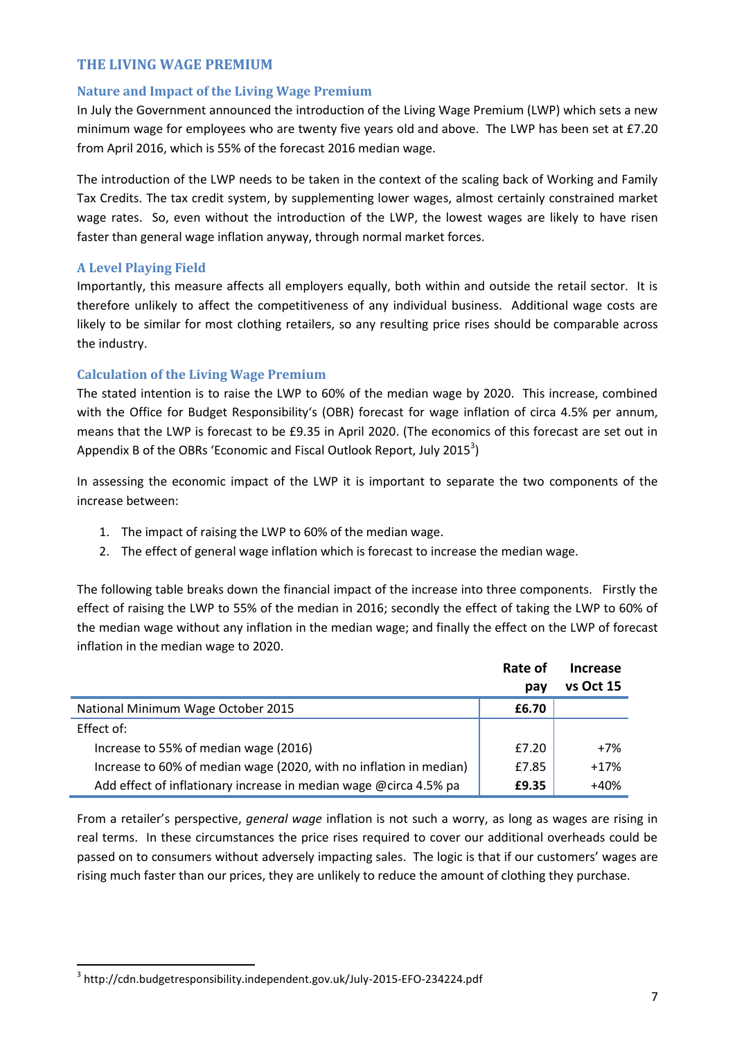## THE LIVING WAGE PREMIUM

### Nature and Impact of the Living Wage Premium

In July the Government announced the introduction of the Living Wage Premium (LWP) which sets a new minimum wage for employees who are twenty five years old and above. The LWP has been set at £7.20 from April 2016, which is 55% of the forecast 2016 median wage.

The introduction of the LWP needs to be taken in the context of the scaling back of Working and Family Tax Credits. The tax credit system, by supplementing lower wages, almost certainly constrained market wage rates. So, even without the introduction of the LWP, the lowest wages are likely to have risen faster than general wage inflation anyway, through normal market forces.

### A Level Playing Field

Importantly, this measure affects all employers equally, both within and outside the retail sector. It is therefore unlikely to affect the competitiveness of any individual business. Additional wage costs are likely to be similar for most clothing retailers, so any resulting price rises should be comparable across the industry.

### Calculation of the Living Wage Premium

The stated intention is to raise the LWP to 60% of the median wage by 2020. This increase, combined with the Office for Budget Responsibility's (OBR) forecast for wage inflation of circa 4.5% per annum, means that the LWP is forecast to be £9.35 in April 2020. (The economics of this forecast are set out in Appendix B of the OBRs 'Economic and Fiscal Outlook Report, July 2015[3])

In assessing the economic impact of the LWP it is important to separate the two components of the increase between:

1. The impact of raising the LWP to 60% of the median wage.
2. The effect of general wage inflation which is forecast to increase the median wage.

The following table breaks down the financial impact of the increase into three components. Firstly the effect of raising the LWP to 55% of the median in 2016; secondly the effect of taking the LWP to 60% of the median wage without any inflation in the median wage; and finally the effect on the LWP of forecast inflation in the median wage to 2020.

| | Rate of pay | Increase vs Oct 15 |
|---|---|---|
| National Minimum Wage October 2015 | **£6.70** | |
| Effect of: | | |
| Increase to 55% of median wage (2016) | £7.20 | +7% |
| Increase to 60% of median wage (2020, with no inflation in median) | £7.85 | +17% |
| Add effect of inflationary increase in median wage @circa 4.5% pa | **£9.35** | +40% |

From a retailer's perspective, *general wage* inflation is not such a worry, as long as wages are rising in real terms. In these circumstances the price rises required to cover our additional overheads could be passed on to consumers without adversely impacting sales. The logic is that if our customers' wages are rising much faster than our prices, they are unlikely to reduce the amount of clothing they purchase.

[3] http://cdn.budgetresponsibility.independent.gov.uk/July-2015-EFO-234224.pdf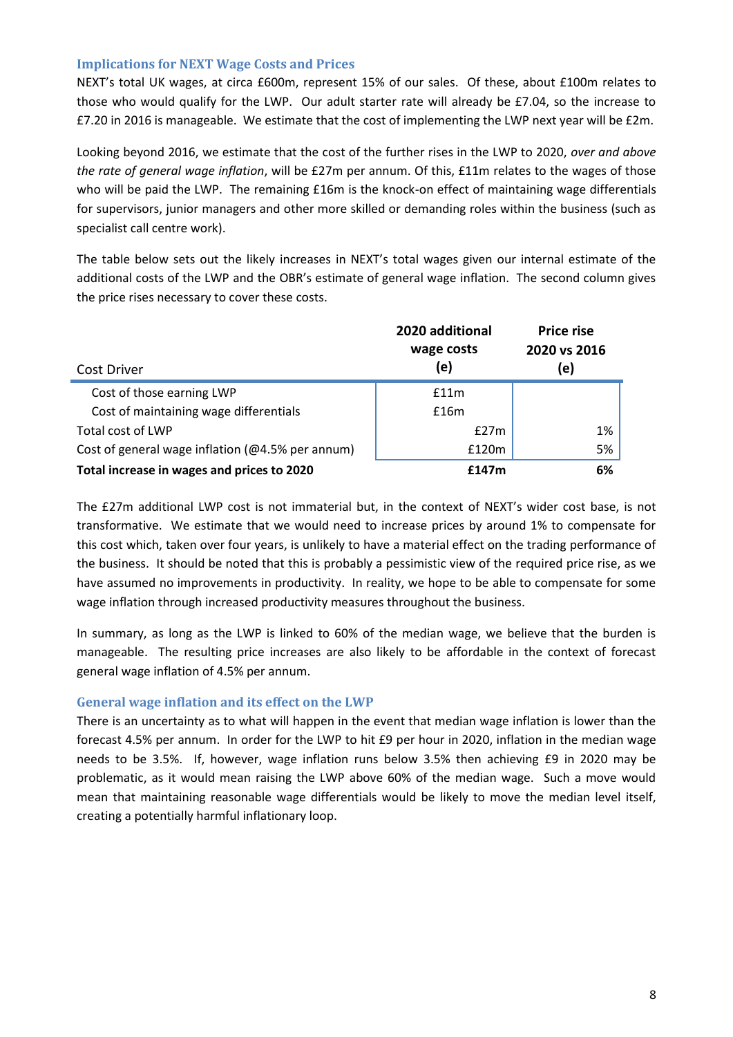### Implications for NEXT Wage Costs and Prices

NEXT's total UK wages, at circa £600m, represent 15% of our sales. Of these, about £100m relates to those who would qualify for the LWP. Our adult starter rate will already be £7.04, so the increase to £7.20 in 2016 is manageable. We estimate that the cost of implementing the LWP next year will be £2m.

Looking beyond 2016, we estimate that the cost of the further rises in the LWP to 2020, *over and above the rate of general wage inflation*, will be £27m per annum. Of this, £11m relates to the wages of those who will be paid the LWP. The remaining £16m is the knock-on effect of maintaining wage differentials for supervisors, junior managers and other more skilled or demanding roles within the business (such as specialist call centre work).

The table below sets out the likely increases in NEXT's total wages given our internal estimate of the additional costs of the LWP and the OBR's estimate of general wage inflation. The second column gives the price rises necessary to cover these costs.

| Cost Driver | 2020 additional wage costs (e) | Price rise 2020 vs 2016 (e) |
|---|---|---|
| Cost of those earning LWP | £11m | |
| Cost of maintaining wage differentials | £16m | |
| Total cost of LWP | £27m | 1% |
| Cost of general wage inflation (@4.5% per annum) | £120m | 5% |
| **Total increase in wages and prices to 2020** | **£147m** | **6%** |

The £27m additional LWP cost is not immaterial but, in the context of NEXT's wider cost base, is not transformative. We estimate that we would need to increase prices by around 1% to compensate for this cost which, taken over four years, is unlikely to have a material effect on the trading performance of the business. It should be noted that this is probably a pessimistic view of the required price rise, as we have assumed no improvements in productivity. In reality, we hope to be able to compensate for some wage inflation through increased productivity measures throughout the business.

In summary, as long as the LWP is linked to 60% of the median wage, we believe that the burden is manageable. The resulting price increases are also likely to be affordable in the context of forecast general wage inflation of 4.5% per annum.

### General wage inflation and its effect on the LWP

There is an uncertainty as to what will happen in the event that median wage inflation is lower than the forecast 4.5% per annum. In order for the LWP to hit £9 per hour in 2020, inflation in the median wage needs to be 3.5%. If, however, wage inflation runs below 3.5% then achieving £9 in 2020 may be problematic, as it would mean raising the LWP above 60% of the median wage. Such a move would mean that maintaining reasonable wage differentials would be likely to move the median level itself, creating a potentially harmful inflationary loop.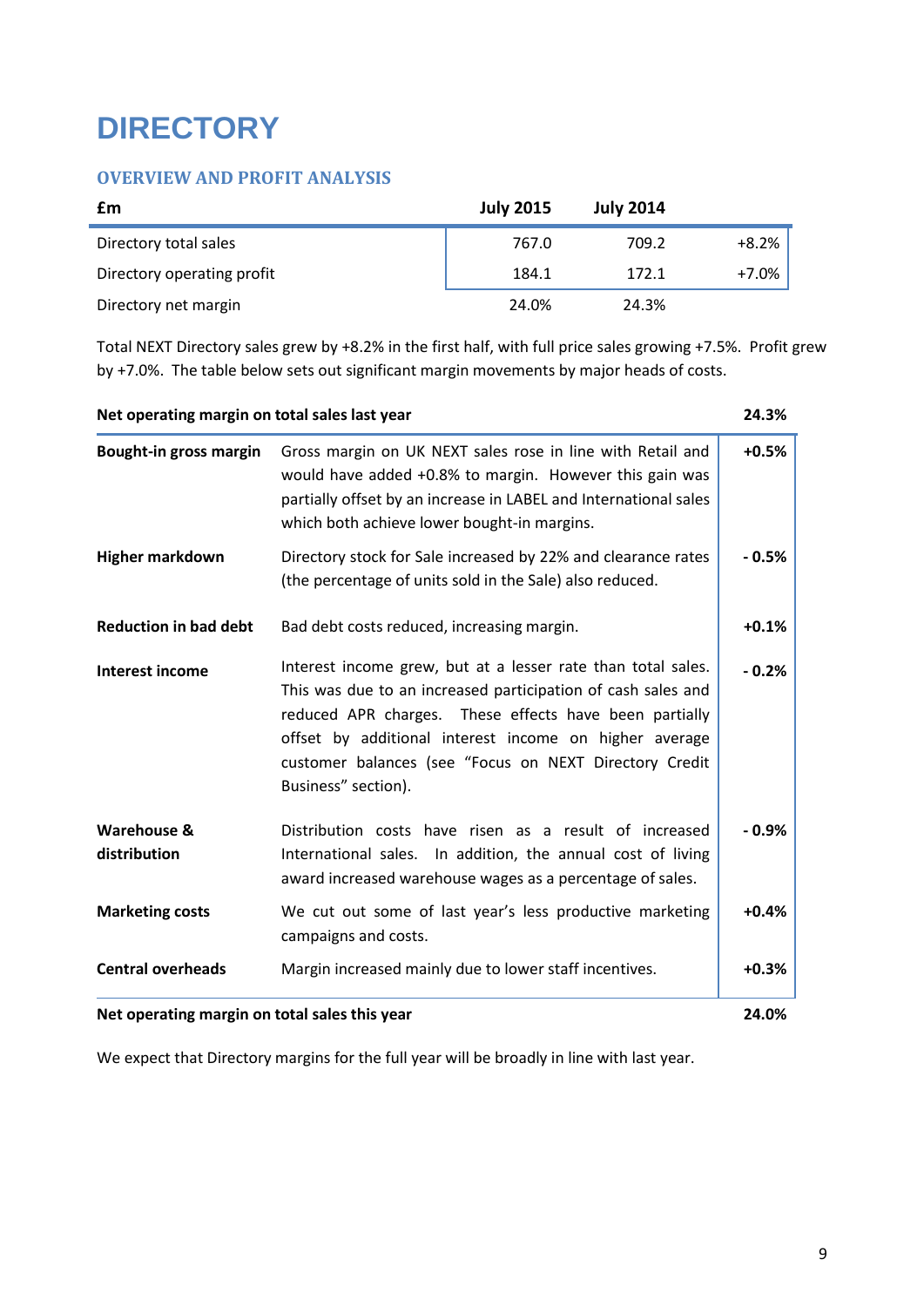# DIRECTORY

## OVERVIEW AND PROFIT ANALYSIS

| £m | July 2015 | July 2014 | |
|---|---|---|---|
| Directory total sales | 767.0 | 709.2 | +8.2% |
| Directory operating profit | 184.1 | 172.1 | +7.0% |
| Directory net margin | 24.0% | 24.3% | |

Total NEXT Directory sales grew by +8.2% in the first half, with full price sales growing +7.5%. Profit grew by +7.0%. The table below sets out significant margin movements by major heads of costs.

| Net operating margin on total sales last year | | 24.3% |
|---|---|---|
| **Bought-in gross margin** | Gross margin on UK NEXT sales rose in line with Retail and would have added +0.8% to margin. However this gain was partially offset by an increase in LABEL and International sales which both achieve lower bought-in margins. | +0.5% |
| **Higher markdown** | Directory stock for Sale increased by 22% and clearance rates (the percentage of units sold in the Sale) also reduced. | - 0.5% |
| **Reduction in bad debt** | Bad debt costs reduced, increasing margin. | +0.1% |
| **Interest income** | Interest income grew, but at a lesser rate than total sales. This was due to an increased participation of cash sales and reduced APR charges. These effects have been partially offset by additional interest income on higher average customer balances (see "Focus on NEXT Directory Credit Business" section). | - 0.2% |
| **Warehouse & distribution** | Distribution costs have risen as a result of increased International sales. In addition, the annual cost of living award increased warehouse wages as a percentage of sales. | - 0.9% |
| **Marketing costs** | We cut out some of last year's less productive marketing campaigns and costs. | +0.4% |
| **Central overheads** | Margin increased mainly due to lower staff incentives. | +0.3% |
| **Net operating margin on total sales this year** | | **24.0%** |

We expect that Directory margins for the full year will be broadly in line with last year.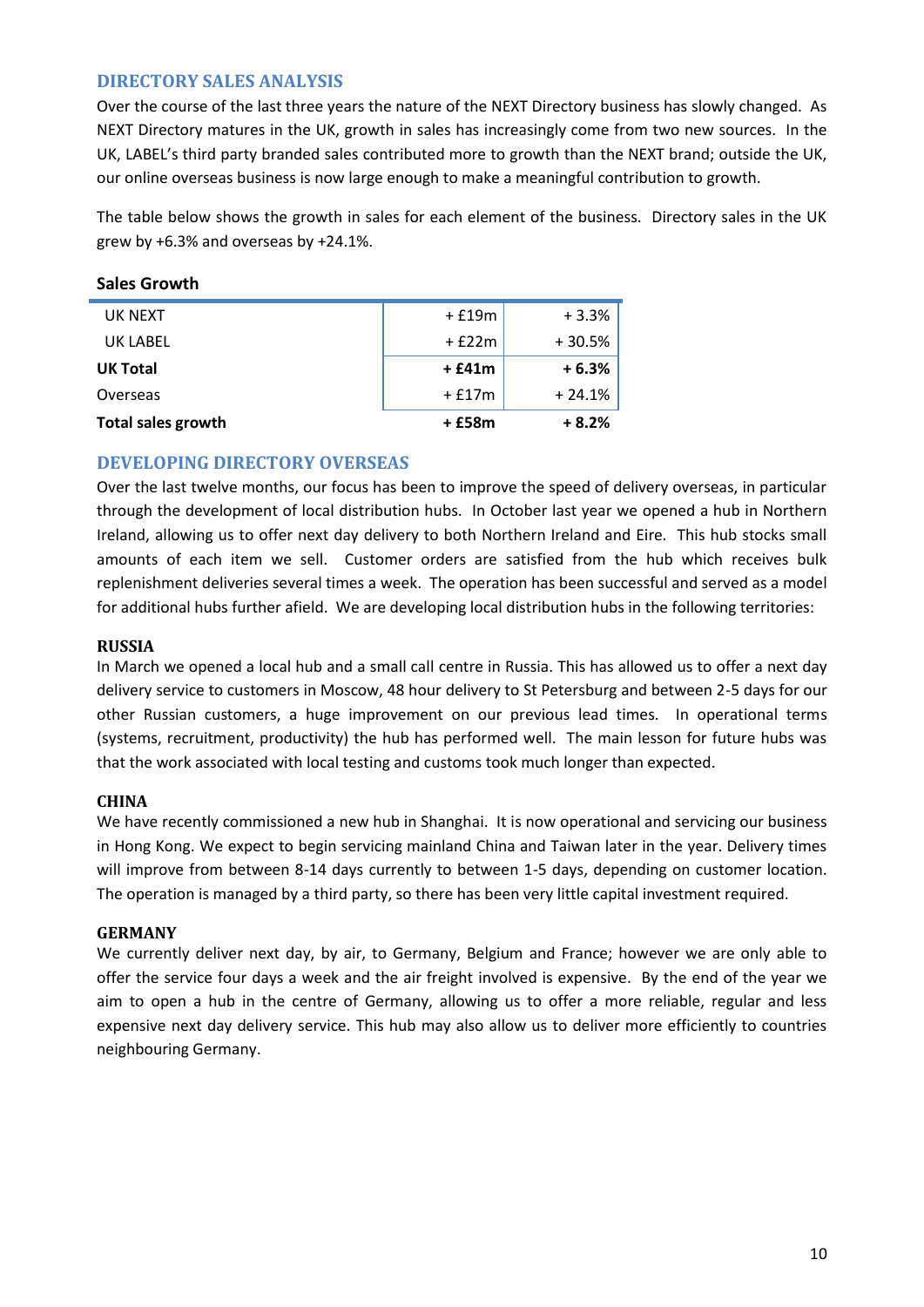## DIRECTORY SALES ANALYSIS

Over the course of the last three years the nature of the NEXT Directory business has slowly changed. As NEXT Directory matures in the UK, growth in sales has increasingly come from two new sources. In the UK, LABEL's third party branded sales contributed more to growth than the NEXT brand; outside the UK, our online overseas business is now large enough to make a meaningful contribution to growth.

The table below shows the growth in sales for each element of the business. Directory sales in the UK grew by +6.3% and overseas by +24.1%.

**Sales Growth**

| | | |
|---|---|---|
| UK NEXT | + £19m | + 3.3% |
| UK LABEL | + £22m | + 30.5% |
| **UK Total** | **+ £41m** | **+ 6.3%** |
| Overseas | + £17m | + 24.1% |
| **Total sales growth** | **+ £58m** | **+ 8.2%** |

## DEVELOPING DIRECTORY OVERSEAS

Over the last twelve months, our focus has been to improve the speed of delivery overseas, in particular through the development of local distribution hubs. In October last year we opened a hub in Northern Ireland, allowing us to offer next day delivery to both Northern Ireland and Eire. This hub stocks small amounts of each item we sell. Customer orders are satisfied from the hub which receives bulk replenishment deliveries several times a week. The operation has been successful and served as a model for additional hubs further afield. We are developing local distribution hubs in the following territories:

### RUSSIA

In March we opened a local hub and a small call centre in Russia. This has allowed us to offer a next day delivery service to customers in Moscow, 48 hour delivery to St Petersburg and between 2-5 days for our other Russian customers, a huge improvement on our previous lead times. In operational terms (systems, recruitment, productivity) the hub has performed well. The main lesson for future hubs was that the work associated with local testing and customs took much longer than expected.

### CHINA

We have recently commissioned a new hub in Shanghai. It is now operational and servicing our business in Hong Kong. We expect to begin servicing mainland China and Taiwan later in the year. Delivery times will improve from between 8-14 days currently to between 1-5 days, depending on customer location. The operation is managed by a third party, so there has been very little capital investment required.

### GERMANY

We currently deliver next day, by air, to Germany, Belgium and France; however we are only able to offer the service four days a week and the air freight involved is expensive. By the end of the year we aim to open a hub in the centre of Germany, allowing us to offer a more reliable, regular and less expensive next day delivery service. This hub may also allow us to deliver more efficiently to countries neighbouring Germany.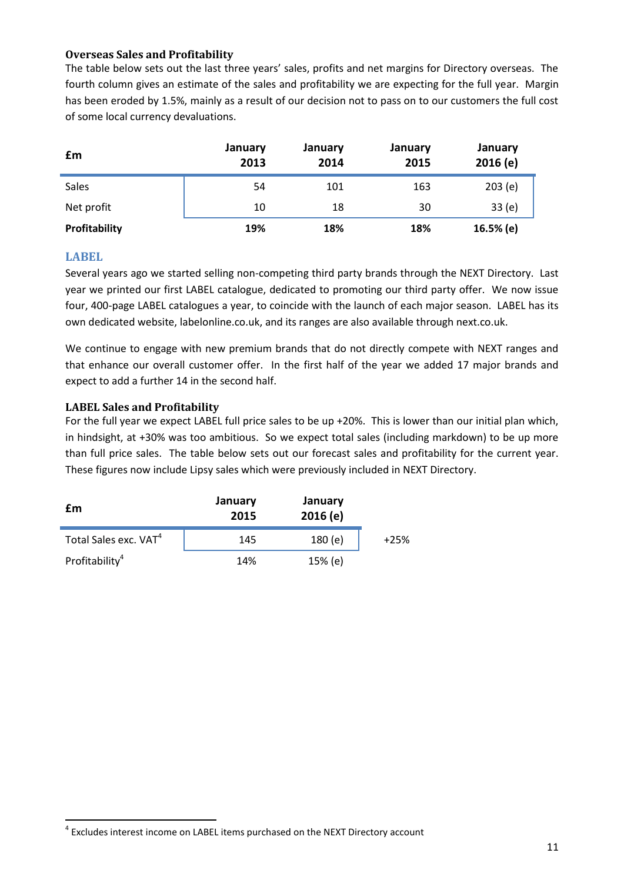### Overseas Sales and Profitability

The table below sets out the last three years' sales, profits and net margins for Directory overseas. The fourth column gives an estimate of the sales and profitability we are expecting for the full year. Margin has been eroded by 1.5%, mainly as a result of our decision not to pass on to our customers the full cost of some local currency devaluations.

| £m | January 2013 | January 2014 | January 2015 | January 2016 (e) |
|---|---|---|---|---|
| Sales | 54 | 101 | 163 | 203 (e) |
| Net profit | 10 | 18 | 30 | 33 (e) |
| **Profitability** | **19%** | **18%** | **18%** | **16.5% (e)** |

## LABEL

Several years ago we started selling non-competing third party brands through the NEXT Directory. Last year we printed our first LABEL catalogue, dedicated to promoting our third party offer. We now issue four, 400-page LABEL catalogues a year, to coincide with the launch of each major season. LABEL has its own dedicated website, labelonline.co.uk, and its ranges are also available through next.co.uk.

We continue to engage with new premium brands that do not directly compete with NEXT ranges and that enhance our overall customer offer. In the first half of the year we added 17 major brands and expect to add a further 14 in the second half.

### LABEL Sales and Profitability

For the full year we expect LABEL full price sales to be up +20%. This is lower than our initial plan which, in hindsight, at +30% was too ambitious. So we expect total sales (including markdown) to be up more than full price sales. The table below sets out our forecast sales and profitability for the current year. These figures now include Lipsy sales which were previously included in NEXT Directory.

| £m | January 2015 | January 2016 (e) | |
|---|---|---|---|
| Total Sales exc. VAT[4] | 145 | 180 (e) | +25% |
| Profitability[4] | 14% | 15% (e) | |

[4] Excludes interest income on LABEL items purchased on the NEXT Directory account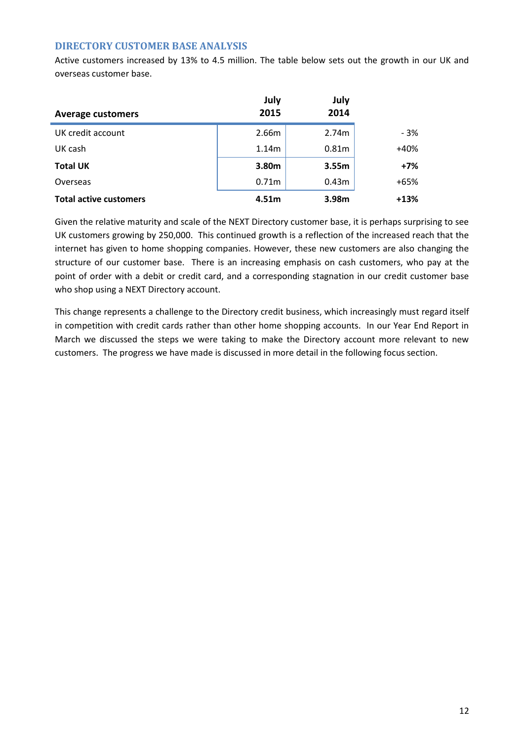## DIRECTORY CUSTOMER BASE ANALYSIS

Active customers increased by 13% to 4.5 million. The table below sets out the growth in our UK and overseas customer base.

| Average customers | July 2015 | July 2014 | |
|---|---|---|---|
| UK credit account | 2.66m | 2.74m | - 3% |
| UK cash | 1.14m | 0.81m | +40% |
| **Total UK** | **3.80m** | **3.55m** | **+7%** |
| Overseas | 0.71m | 0.43m | +65% |
| **Total active customers** | **4.51m** | **3.98m** | **+13%** |

Given the relative maturity and scale of the NEXT Directory customer base, it is perhaps surprising to see UK customers growing by 250,000. This continued growth is a reflection of the increased reach that the internet has given to home shopping companies. However, these new customers are also changing the structure of our customer base. There is an increasing emphasis on cash customers, who pay at the point of order with a debit or credit card, and a corresponding stagnation in our credit customer base who shop using a NEXT Directory account.

This change represents a challenge to the Directory credit business, which increasingly must regard itself in competition with credit cards rather than other home shopping accounts. In our Year End Report in March we discussed the steps we were taking to make the Directory account more relevant to new customers. The progress we have made is discussed in more detail in the following focus section.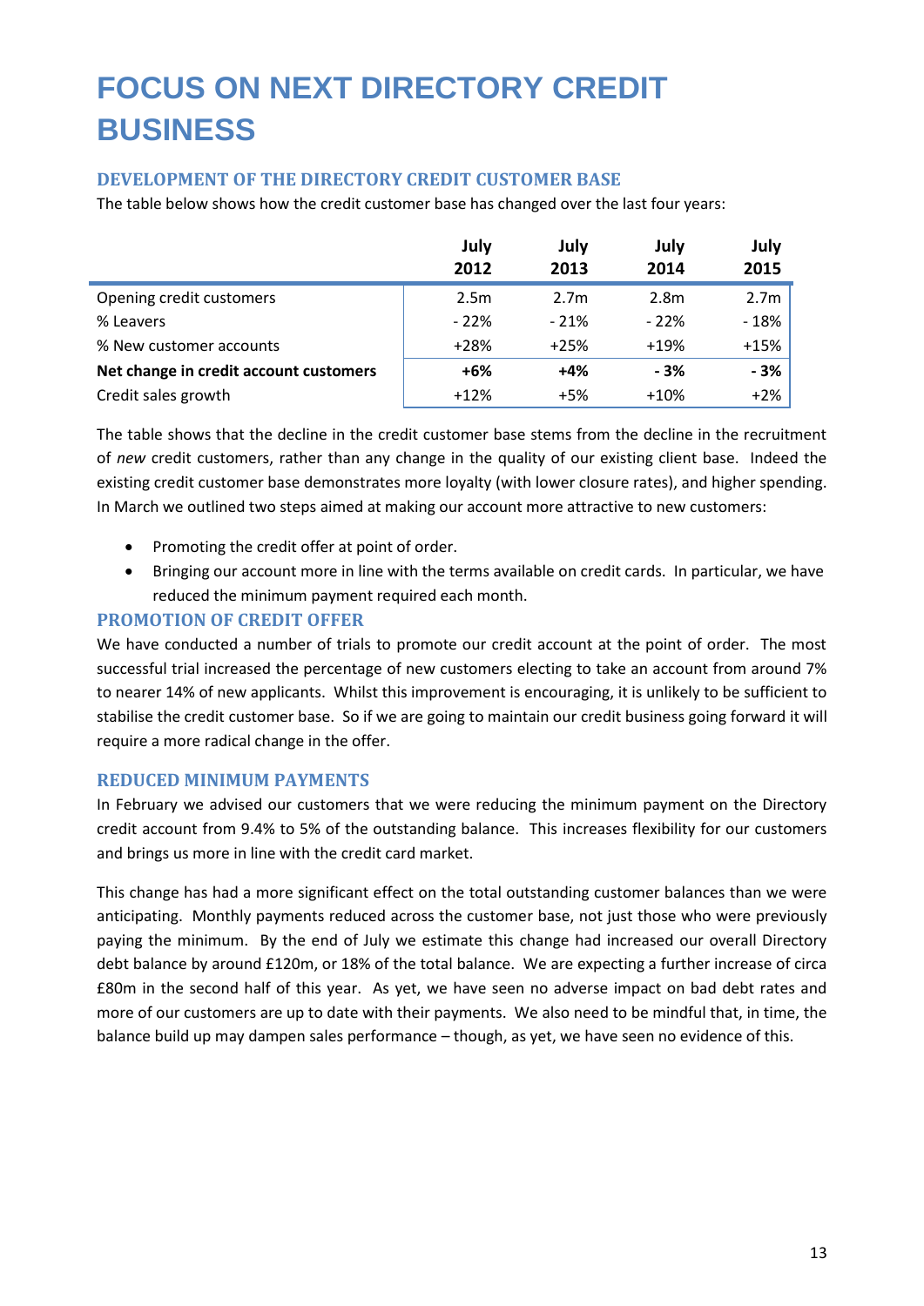# FOCUS ON NEXT DIRECTORY CREDIT BUSINESS

### DEVELOPMENT OF THE DIRECTORY CREDIT CUSTOMER BASE

The table below shows how the credit customer base has changed over the last four years:

| | July 2012 | July 2013 | July 2014 | July 2015 |
|---|---|---|---|---|
| Opening credit customers | 2.5m | 2.7m | 2.8m | 2.7m |
| % Leavers | - 22% | - 21% | - 22% | - 18% |
| % New customer accounts | +28% | +25% | +19% | +15% |
| **Net change in credit account customers** | **+6%** | **+4%** | **- 3%** | **- 3%** |
| Credit sales growth | +12% | +5% | +10% | +2% |

The table shows that the decline in the credit customer base stems from the decline in the recruitment of *new* credit customers, rather than any change in the quality of our existing client base. Indeed the existing credit customer base demonstrates more loyalty (with lower closure rates), and higher spending. In March we outlined two steps aimed at making our account more attractive to new customers:

- Promoting the credit offer at point of order.
- Bringing our account more in line with the terms available on credit cards. In particular, we have reduced the minimum payment required each month.

### PROMOTION OF CREDIT OFFER

We have conducted a number of trials to promote our credit account at the point of order. The most successful trial increased the percentage of new customers electing to take an account from around 7% to nearer 14% of new applicants. Whilst this improvement is encouraging, it is unlikely to be sufficient to stabilise the credit customer base. So if we are going to maintain our credit business going forward it will require a more radical change in the offer.

### REDUCED MINIMUM PAYMENTS

In February we advised our customers that we were reducing the minimum payment on the Directory credit account from 9.4% to 5% of the outstanding balance. This increases flexibility for our customers and brings us more in line with the credit card market.

This change has had a more significant effect on the total outstanding customer balances than we were anticipating. Monthly payments reduced across the customer base, not just those who were previously paying the minimum. By the end of July we estimate this change had increased our overall Directory debt balance by around £120m, or 18% of the total balance. We are expecting a further increase of circa £80m in the second half of this year. As yet, we have seen no adverse impact on bad debt rates and more of our customers are up to date with their payments. We also need to be mindful that, in time, the balance build up may dampen sales performance – though, as yet, we have seen no evidence of this.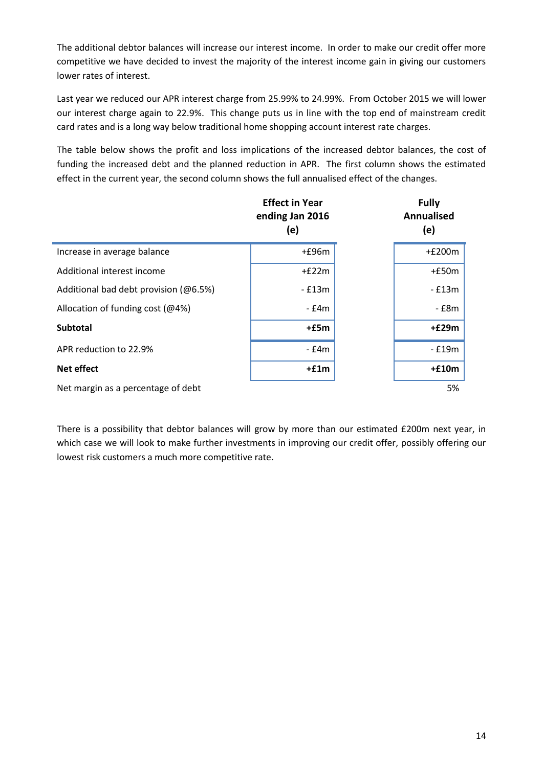The additional debtor balances will increase our interest income. In order to make our credit offer more competitive we have decided to invest the majority of the interest income gain in giving our customers lower rates of interest.

Last year we reduced our APR interest charge from 25.99% to 24.99%. From October 2015 we will lower our interest charge again to 22.9%. This change puts us in line with the top end of mainstream credit card rates and is a long way below traditional home shopping account interest rate charges.

The table below shows the profit and loss implications of the increased debtor balances, the cost of funding the increased debt and the planned reduction in APR. The first column shows the estimated effect in the current year, the second column shows the full annualised effect of the changes.

| | Effect in Year ending Jan 2016 (e) | Fully Annualised (e) |
|---|---|---|
| Increase in average balance | +£96m | +£200m |
| Additional interest income | +£22m | +£50m |
| Additional bad debt provision (@6.5%) | - £13m | - £13m |
| Allocation of funding cost (@4%) | - £4m | - £8m |
| **Subtotal** | **+£5m** | **+£29m** |
| APR reduction to 22.9% | - £4m | - £19m |
| **Net effect** | **+£1m** | **+£10m** |
| Net margin as a percentage of debt | | 5% |

There is a possibility that debtor balances will grow by more than our estimated £200m next year, in which case we will look to make further investments in improving our credit offer, possibly offering our lowest risk customers a much more competitive rate.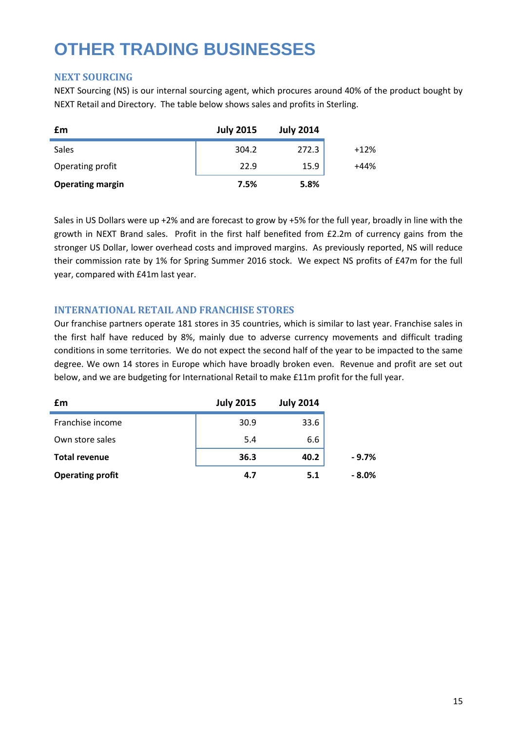# OTHER TRADING BUSINESSES

## NEXT SOURCING

NEXT Sourcing (NS) is our internal sourcing agent, which procures around 40% of the product bought by NEXT Retail and Directory. The table below shows sales and profits in Sterling.

| £m | July 2015 | July 2014 | |
|---|---|---|---|
| Sales | 304.2 | 272.3 | +12% |
| Operating profit | 22.9 | 15.9 | +44% |
| **Operating margin** | **7.5%** | **5.8%** | |

Sales in US Dollars were up +2% and are forecast to grow by +5% for the full year, broadly in line with the growth in NEXT Brand sales. Profit in the first half benefited from £2.2m of currency gains from the stronger US Dollar, lower overhead costs and improved margins. As previously reported, NS will reduce their commission rate by 1% for Spring Summer 2016 stock. We expect NS profits of £47m for the full year, compared with £41m last year.

## INTERNATIONAL RETAIL AND FRANCHISE STORES

Our franchise partners operate 181 stores in 35 countries, which is similar to last year. Franchise sales in the first half have reduced by 8%, mainly due to adverse currency movements and difficult trading conditions in some territories. We do not expect the second half of the year to be impacted to the same degree. We own 14 stores in Europe which have broadly broken even. Revenue and profit are set out below, and we are budgeting for International Retail to make £11m profit for the full year.

| £m | July 2015 | July 2014 | |
|---|---|---|---|
| Franchise income | 30.9 | 33.6 | |
| Own store sales | 5.4 | 6.6 | |
| **Total revenue** | **36.3** | **40.2** | **- 9.7%** |
| **Operating profit** | **4.7** | **5.1** | **- 8.0%** |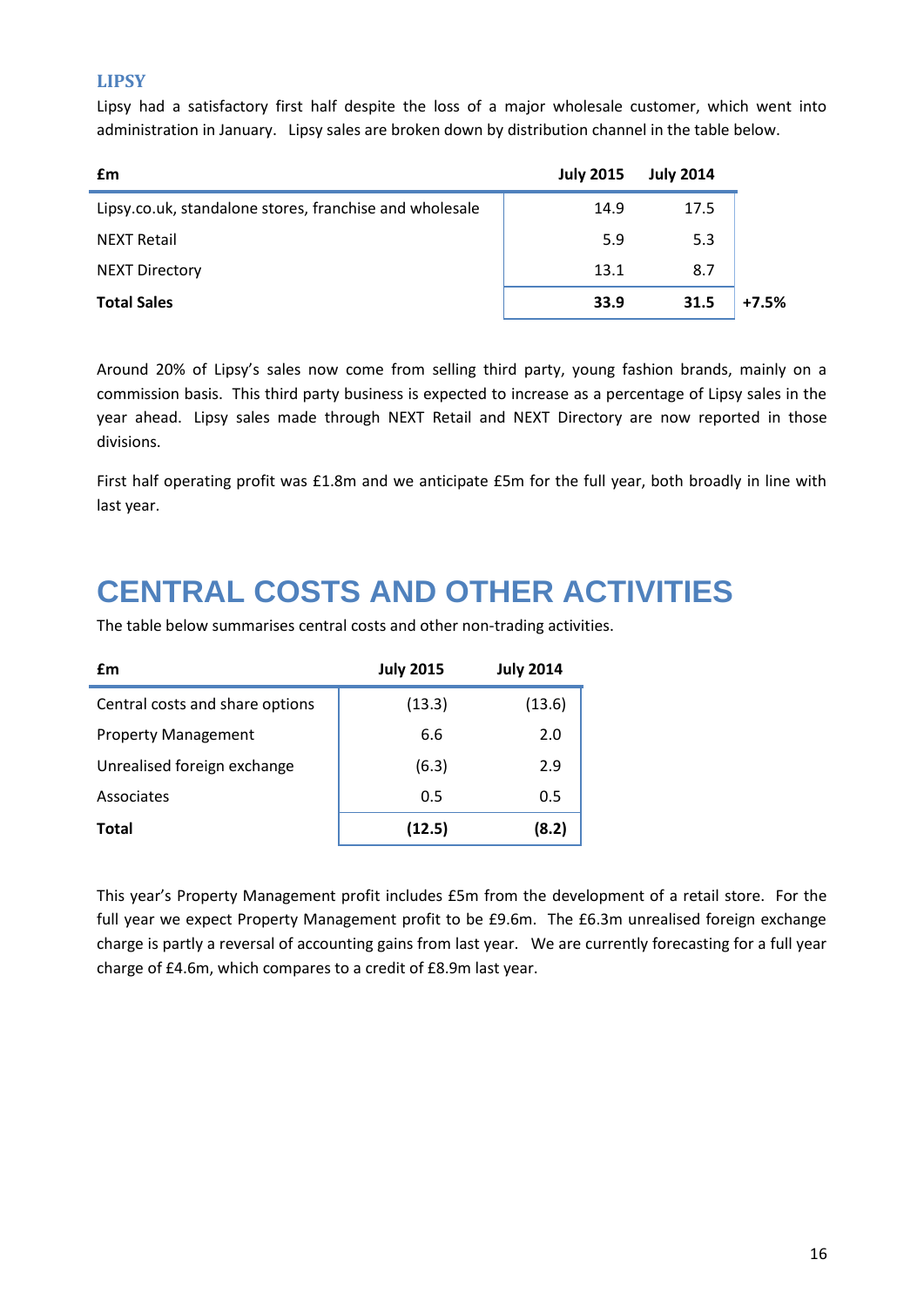### LIPSY

Lipsy had a satisfactory first half despite the loss of a major wholesale customer, which went into administration in January. Lipsy sales are broken down by distribution channel in the table below.

| £m | July 2015 | July 2014 | |
|---|---|---|---|
| Lipsy.co.uk, standalone stores, franchise and wholesale | 14.9 | 17.5 | |
| NEXT Retail | 5.9 | 5.3 | |
| NEXT Directory | 13.1 | 8.7 | |
| **Total Sales** | **33.9** | **31.5** | **+7.5%** |

Around 20% of Lipsy's sales now come from selling third party, young fashion brands, mainly on a commission basis. This third party business is expected to increase as a percentage of Lipsy sales in the year ahead. Lipsy sales made through NEXT Retail and NEXT Directory are now reported in those divisions.

First half operating profit was £1.8m and we anticipate £5m for the full year, both broadly in line with last year.

# CENTRAL COSTS AND OTHER ACTIVITIES

The table below summarises central costs and other non-trading activities.

| £m | July 2015 | July 2014 |
|---|---|---|
| Central costs and share options | (13.3) | (13.6) |
| Property Management | 6.6 | 2.0 |
| Unrealised foreign exchange | (6.3) | 2.9 |
| Associates | 0.5 | 0.5 |
| **Total** | **(12.5)** | **(8.2)** |

This year's Property Management profit includes £5m from the development of a retail store. For the full year we expect Property Management profit to be £9.6m. The £6.3m unrealised foreign exchange charge is partly a reversal of accounting gains from last year. We are currently forecasting for a full year charge of £4.6m, which compares to a credit of £8.9m last year.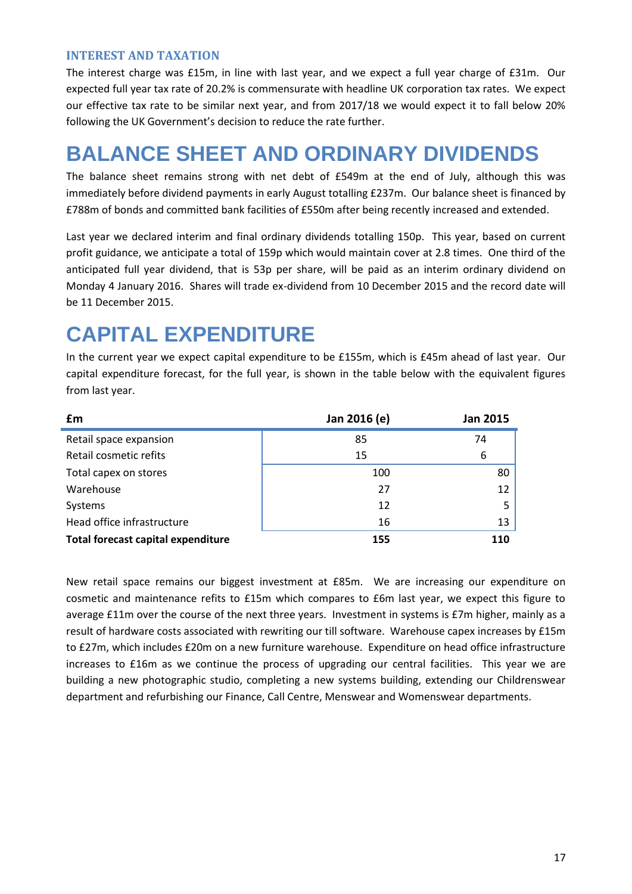### INTEREST AND TAXATION

The interest charge was £15m, in line with last year, and we expect a full year charge of £31m. Our expected full year tax rate of 20.2% is commensurate with headline UK corporation tax rates. We expect our effective tax rate to be similar next year, and from 2017/18 we would expect it to fall below 20% following the UK Government's decision to reduce the rate further.

# BALANCE SHEET AND ORDINARY DIVIDENDS

The balance sheet remains strong with net debt of £549m at the end of July, although this was immediately before dividend payments in early August totalling £237m. Our balance sheet is financed by £788m of bonds and committed bank facilities of £550m after being recently increased and extended.

Last year we declared interim and final ordinary dividends totalling 150p. This year, based on current profit guidance, we anticipate a total of 159p which would maintain cover at 2.8 times. One third of the anticipated full year dividend, that is 53p per share, will be paid as an interim ordinary dividend on Monday 4 January 2016. Shares will trade ex-dividend from 10 December 2015 and the record date will be 11 December 2015.

# CAPITAL EXPENDITURE

In the current year we expect capital expenditure to be £155m, which is £45m ahead of last year. Our capital expenditure forecast, for the full year, is shown in the table below with the equivalent figures from last year.

| £m | Jan 2016 (e) | Jan 2015 |
|---|---|---|
| Retail space expansion | 85 | 74 |
| Retail cosmetic refits | 15 | 6 |
| Total capex on stores | 100 | 80 |
| Warehouse | 27 | 12 |
| Systems | 12 | 5 |
| Head office infrastructure | 16 | 13 |
| **Total forecast capital expenditure** | **155** | **110** |

New retail space remains our biggest investment at £85m. We are increasing our expenditure on cosmetic and maintenance refits to £15m which compares to £6m last year, we expect this figure to average £11m over the course of the next three years. Investment in systems is £7m higher, mainly as a result of hardware costs associated with rewriting our till software. Warehouse capex increases by £15m to £27m, which includes £20m on a new furniture warehouse. Expenditure on head office infrastructure increases to £16m as we continue the process of upgrading our central facilities. This year we are building a new photographic studio, completing a new systems building, extending our Childrenswear department and refurbishing our Finance, Call Centre, Menswear and Womenswear departments.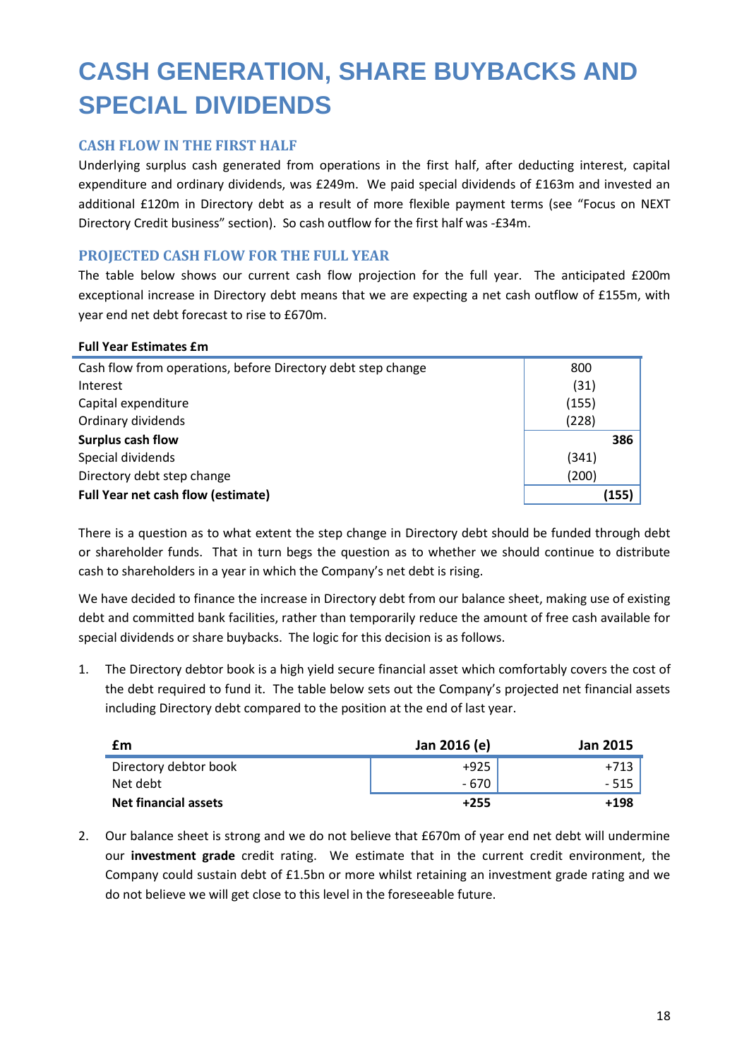# CASH GENERATION, SHARE BUYBACKS AND SPECIAL DIVIDENDS

## CASH FLOW IN THE FIRST HALF

Underlying surplus cash generated from operations in the first half, after deducting interest, capital expenditure and ordinary dividends, was £249m. We paid special dividends of £163m and invested an additional £120m in Directory debt as a result of more flexible payment terms (see "Focus on NEXT Directory Credit business" section). So cash outflow for the first half was -£34m.

## PROJECTED CASH FLOW FOR THE FULL YEAR

The table below shows our current cash flow projection for the full year. The anticipated £200m exceptional increase in Directory debt means that we are expecting a net cash outflow of £155m, with year end net debt forecast to rise to £670m.

| **Full Year Estimates £m** | |
|---|---|
| Cash flow from operations, before Directory debt step change | 800 |
| Interest | (31) |
| Capital expenditure | (155) |
| Ordinary dividends | (228) |
| **Surplus cash flow** | **386** |
| Special dividends | (341) |
| Directory debt step change | (200) |
| **Full Year net cash flow (estimate)** | **(155)** |

There is a question as to what extent the step change in Directory debt should be funded through debt or shareholder funds. That in turn begs the question as to whether we should continue to distribute cash to shareholders in a year in which the Company's net debt is rising.

We have decided to finance the increase in Directory debt from our balance sheet, making use of existing debt and committed bank facilities, rather than temporarily reduce the amount of free cash available for special dividends or share buybacks. The logic for this decision is as follows.

1. The Directory debtor book is a high yield secure financial asset which comfortably covers the cost of the debt required to fund it. The table below sets out the Company's projected net financial assets including Directory debt compared to the position at the end of last year.

| £m | Jan 2016 (e) | Jan 2015 |
|---|---|---|
| Directory debtor book | +925 | +713 |
| Net debt | - 670 | - 515 |
| **Net financial assets** | **+255** | **+198** |

2. Our balance sheet is strong and we do not believe that £670m of year end net debt will undermine our **investment grade** credit rating. We estimate that in the current credit environment, the Company could sustain debt of £1.5bn or more whilst retaining an investment grade rating and we do not believe we will get close to this level in the foreseeable future.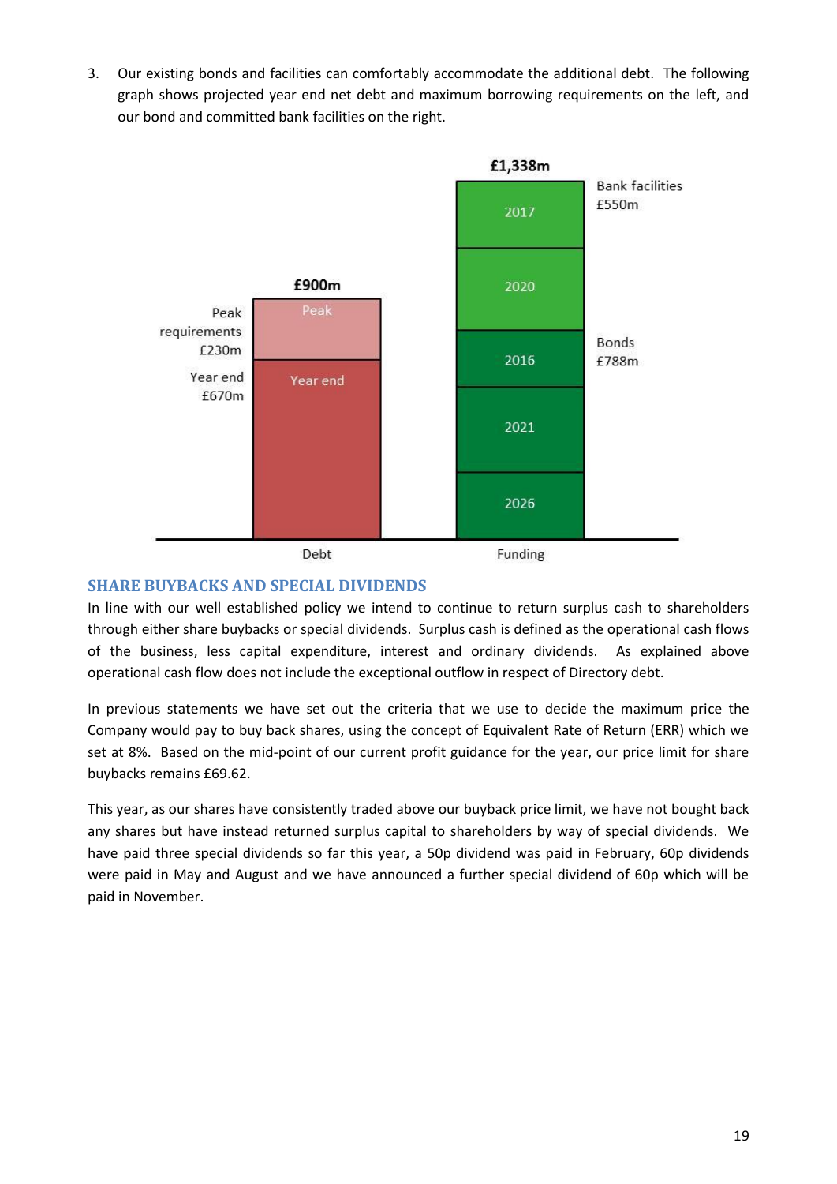3. Our existing bonds and facilities can comfortably accommodate the additional debt. The following graph shows projected year end net debt and maximum borrowing requirements on the left, and our bond and committed bank facilities on the right.

£900m

Peak requirements £230m

Peak

Year end £670m

Year end

Debt

£1,338m

2017

2020

2016

2021

2026

Bank facilities £550m

Bonds £788m

Funding

## SHARE BUYBACKS AND SPECIAL DIVIDENDS

In line with our well established policy we intend to continue to return surplus cash to shareholders through either share buybacks or special dividends. Surplus cash is defined as the operational cash flows of the business, less capital expenditure, interest and ordinary dividends. As explained above operational cash flow does not include the exceptional outflow in respect of Directory debt.

In previous statements we have set out the criteria that we use to decide the maximum price the Company would pay to buy back shares, using the concept of Equivalent Rate of Return (ERR) which we set at 8%. Based on the mid-point of our current profit guidance for the year, our price limit for share buybacks remains £69.62.

This year, as our shares have consistently traded above our buyback price limit, we have not bought back any shares but have instead returned surplus capital to shareholders by way of special dividends. We have paid three special dividends so far this year, a 50p dividend was paid in February, 60p dividends were paid in May and August and we have announced a further special dividend of 60p which will be paid in November.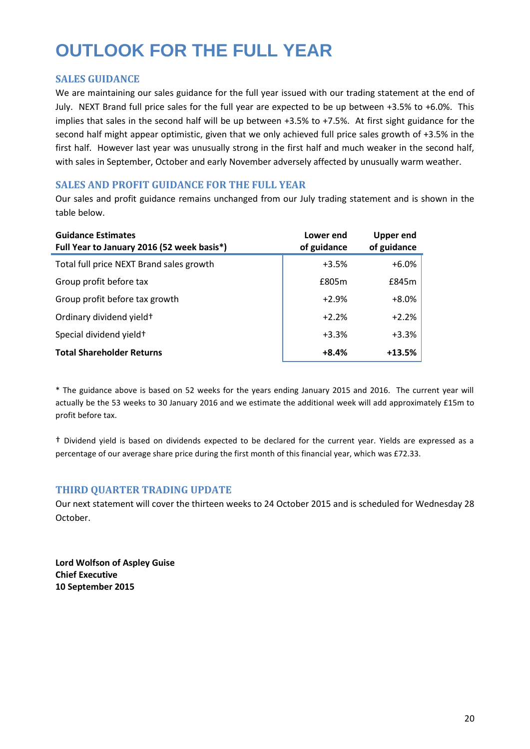# OUTLOOK FOR THE FULL YEAR

## SALES GUIDANCE

We are maintaining our sales guidance for the full year issued with our trading statement at the end of July. NEXT Brand full price sales for the full year are expected to be up between +3.5% to +6.0%. This implies that sales in the second half will be up between +3.5% to +7.5%. At first sight guidance for the second half might appear optimistic, given that we only achieved full price sales growth of +3.5% in the first half. However last year was unusually strong in the first half and much weaker in the second half, with sales in September, October and early November adversely affected by unusually warm weather.

## SALES AND PROFIT GUIDANCE FOR THE FULL YEAR

Our sales and profit guidance remains unchanged from our July trading statement and is shown in the table below.

| **Guidance Estimates**<br>**Full Year to January 2016 (52 week basis*)** | **Lower end of guidance** | **Upper end of guidance** |
|---|---|---|
| Total full price NEXT Brand sales growth | +3.5% | +6.0% |
| Group profit before tax | £805m | £845m |
| Group profit before tax growth | +2.9% | +8.0% |
| Ordinary dividend yield† | +2.2% | +2.2% |
| Special dividend yield† | +3.3% | +3.3% |
| **Total Shareholder Returns** | **+8.4%** | **+13.5%** |

* The guidance above is based on 52 weeks for the years ending January 2015 and 2016. The current year will actually be the 53 weeks to 30 January 2016 and we estimate the additional week will add approximately £15m to profit before tax.

† Dividend yield is based on dividends expected to be declared for the current year. Yields are expressed as a percentage of our average share price during the first month of this financial year, which was £72.33.

## THIRD QUARTER TRADING UPDATE

Our next statement will cover the thirteen weeks to 24 October 2015 and is scheduled for Wednesday 28 October.

**Lord Wolfson of Aspley Guise**
**Chief Executive**
**10 September 2015**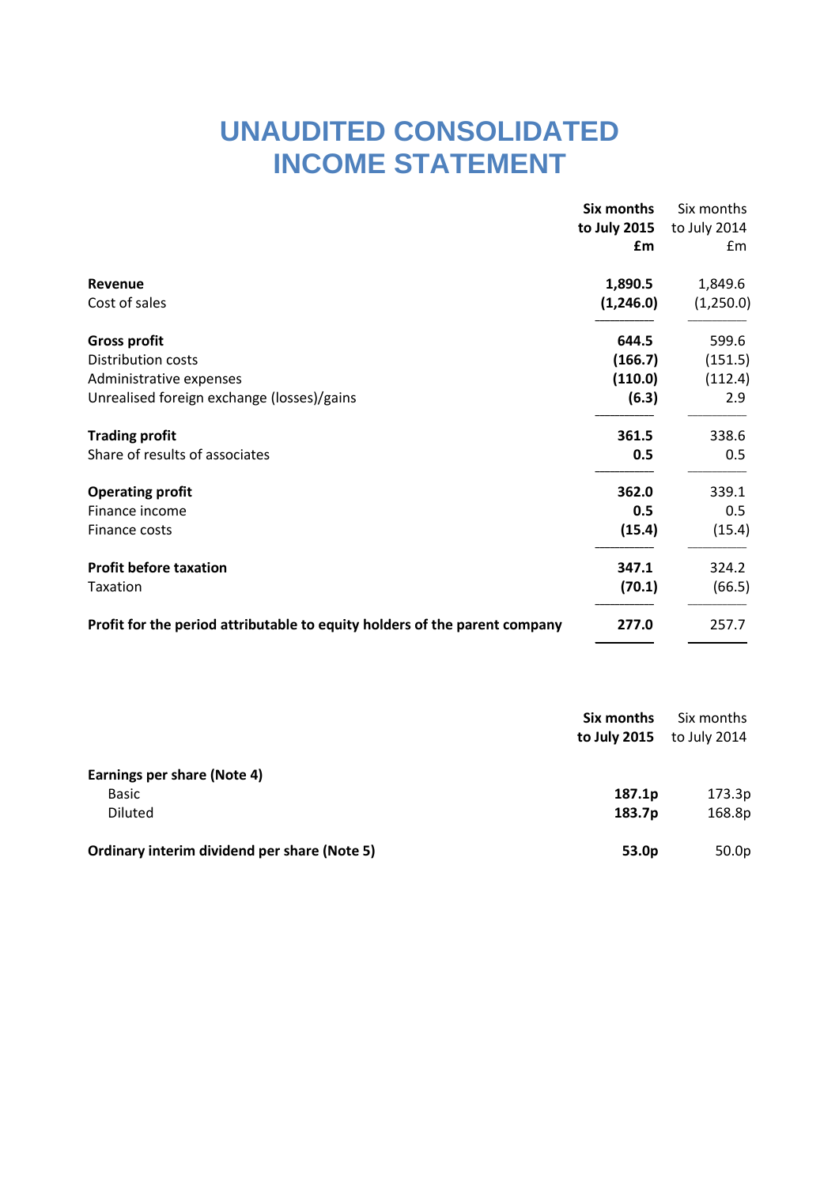# UNAUDITED CONSOLIDATED INCOME STATEMENT

| | **Six months to July 2015 £m** | Six months to July 2014 £m |
|---|---|---|
| **Revenue** | **1,890.5** | 1,849.6 |
| Cost of sales | **(1,246.0)** | (1,250.0) |
| **Gross profit** | **644.5** | 599.6 |
| Distribution costs | **(166.7)** | (151.5) |
| Administrative expenses | **(110.0)** | (112.4) |
| Unrealised foreign exchange (losses)/gains | **(6.3)** | 2.9 |
| **Trading profit** | **361.5** | 338.6 |
| Share of results of associates | **0.5** | 0.5 |
| **Operating profit** | **362.0** | 339.1 |
| Finance income | **0.5** | 0.5 |
| Finance costs | **(15.4)** | (15.4) |
| **Profit before taxation** | **347.1** | 324.2 |
| Taxation | **(70.1)** | (66.5) |
| **Profit for the period attributable to equity holders of the parent company** | **277.0** | 257.7 |

| | **Six months to July 2015** | Six months to July 2014 |
|---|---|---|
| **Earnings per share (Note 4)** | | |
| Basic | **187.1p** | 173.3p |
| Diluted | **183.7p** | 168.8p |
| **Ordinary interim dividend per share (Note 5)** | **53.0p** | 50.0p |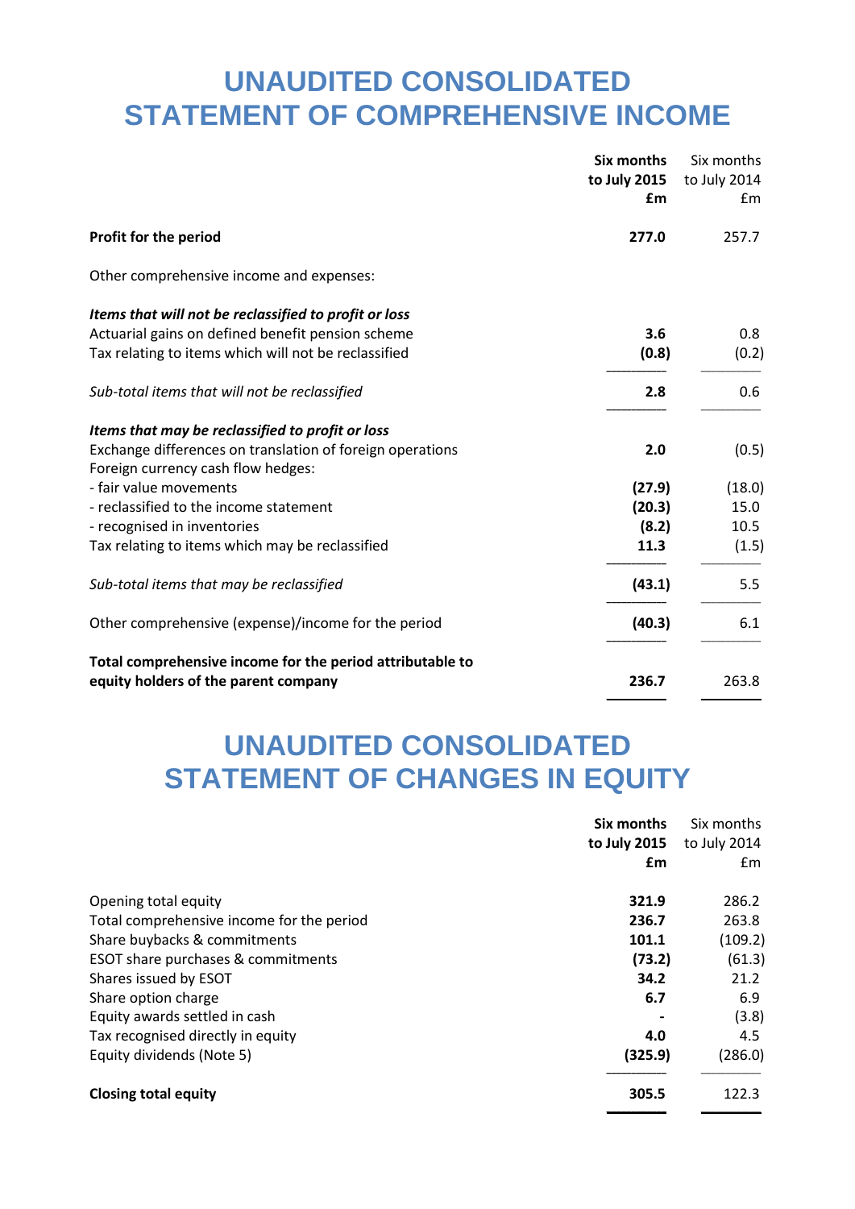# UNAUDITED CONSOLIDATED STATEMENT OF COMPREHENSIVE INCOME

| | Six months to July 2015 £m | Six months to July 2014 £m |
|---|---|---|
| **Profit for the period** | **277.0** | 257.7 |
| Other comprehensive income and expenses: | | |
| ***Items that will not be reclassified to profit or loss*** | | |
| Actuarial gains on defined benefit pension scheme | **3.6** | 0.8 |
| Tax relating to items which will not be reclassified | **(0.8)** | (0.2) |
| *Sub-total items that will not be reclassified* | **2.8** | 0.6 |
| ***Items that may be reclassified to profit or loss*** | | |
| Exchange differences on translation of foreign operations | **2.0** | (0.5) |
| Foreign currency cash flow hedges: | | |
| - fair value movements | **(27.9)** | (18.0) |
| - reclassified to the income statement | **(20.3)** | 15.0 |
| - recognised in inventories | **(8.2)** | 10.5 |
| Tax relating to items which may be reclassified | **11.3** | (1.5) |
| *Sub-total items that may be reclassified* | **(43.1)** | 5.5 |
| Other comprehensive (expense)/income for the period | **(40.3)** | 6.1 |
| **Total comprehensive income for the period attributable to equity holders of the parent company** | **236.7** | 263.8 |

# UNAUDITED CONSOLIDATED STATEMENT OF CHANGES IN EQUITY

| | Six months to July 2015 £m | Six months to July 2014 £m |
|---|---|---|
| Opening total equity | **321.9** | 286.2 |
| Total comprehensive income for the period | **236.7** | 263.8 |
| Share buybacks & commitments | **101.1** | (109.2) |
| ESOT share purchases & commitments | **(73.2)** | (61.3) |
| Shares issued by ESOT | **34.2** | 21.2 |
| Share option charge | **6.7** | 6.9 |
| Equity awards settled in cash | **-** | (3.8) |
| Tax recognised directly in equity | **4.0** | 4.5 |
| Equity dividends (Note 5) | **(325.9)** | (286.0) |
| **Closing total equity** | **305.5** | 122.3 |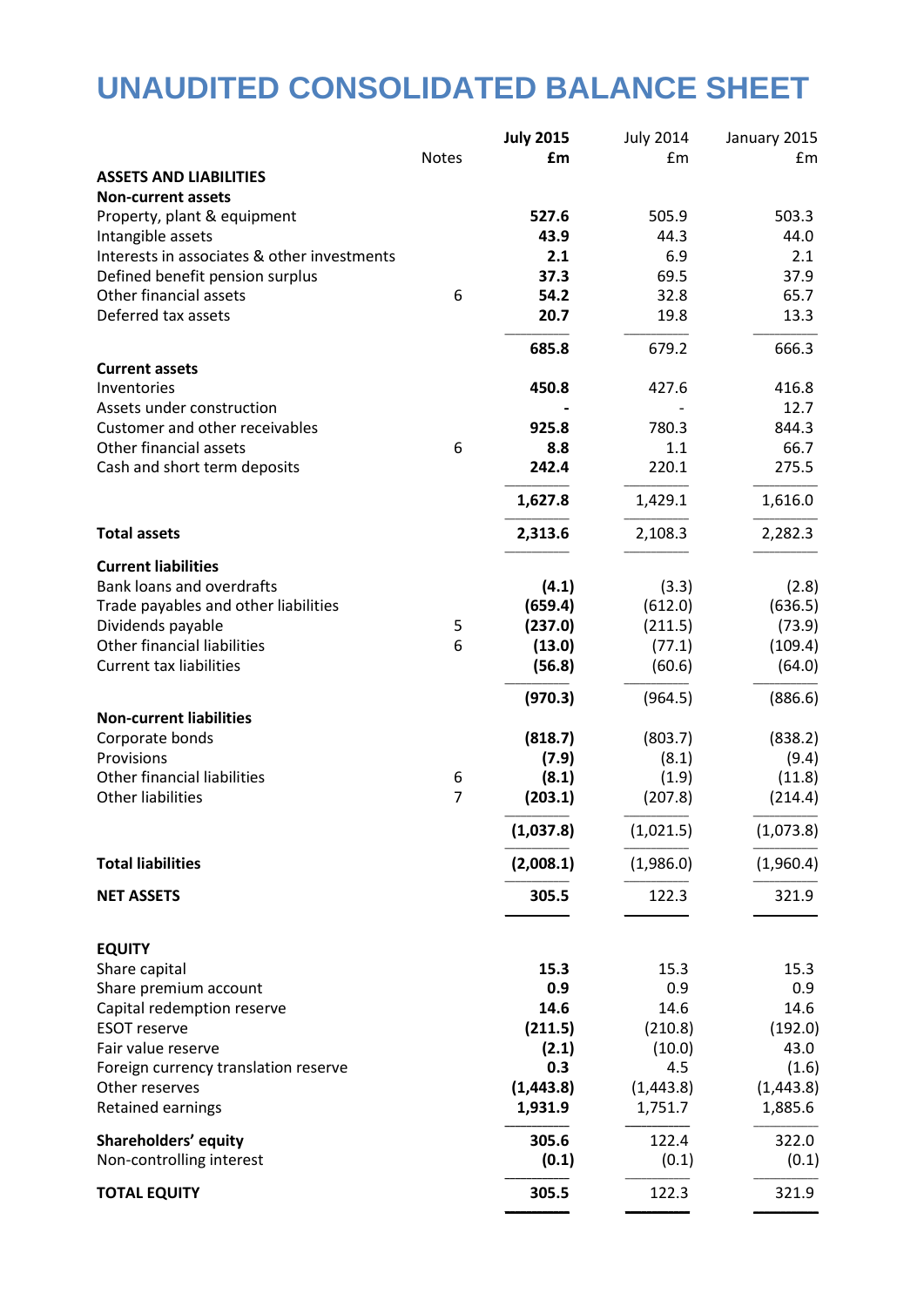# UNAUDITED CONSOLIDATED BALANCE SHEET

| | Notes | **July 2015 £m** | July 2014 £m | January 2015 £m |
|---|---|---|---|---|
| **ASSETS AND LIABILITIES** | | | | |
| **Non-current assets** | | | | |
| Property, plant & equipment | | **527.6** | 505.9 | 503.3 |
| Intangible assets | | **43.9** | 44.3 | 44.0 |
| Interests in associates & other investments | | **2.1** | 6.9 | 2.1 |
| Defined benefit pension surplus | | **37.3** | 69.5 | 37.9 |
| Other financial assets | 6 | **54.2** | 32.8 | 65.7 |
| Deferred tax assets | | **20.7** | 19.8 | 13.3 |
| | | **685.8** | 679.2 | 666.3 |
| **Current assets** | | | | |
| Inventories | | **450.8** | 427.6 | 416.8 |
| Assets under construction | | **-** | - | 12.7 |
| Customer and other receivables | | **925.8** | 780.3 | 844.3 |
| Other financial assets | 6 | **8.8** | 1.1 | 66.7 |
| Cash and short term deposits | | **242.4** | 220.1 | 275.5 |
| | | **1,627.8** | 1,429.1 | 1,616.0 |
| **Total assets** | | **2,313.6** | 2,108.3 | 2,282.3 |
| **Current liabilities** | | | | |
| Bank loans and overdrafts | | **(4.1)** | (3.3) | (2.8) |
| Trade payables and other liabilities | | **(659.4)** | (612.0) | (636.5) |
| Dividends payable | 5 | **(237.0)** | (211.5) | (73.9) |
| Other financial liabilities | 6 | **(13.0)** | (77.1) | (109.4) |
| Current tax liabilities | | **(56.8)** | (60.6) | (64.0) |
| | | **(970.3)** | (964.5) | (886.6) |
| **Non-current liabilities** | | | | |
| Corporate bonds | | **(818.7)** | (803.7) | (838.2) |
| Provisions | | **(7.9)** | (8.1) | (9.4) |
| Other financial liabilities | 6 | **(8.1)** | (1.9) | (11.8) |
| Other liabilities | 7 | **(203.1)** | (207.8) | (214.4) |
| | | **(1,037.8)** | (1,021.5) | (1,073.8) |
| **Total liabilities** | | **(2,008.1)** | (1,986.0) | (1,960.4) |
| **NET ASSETS** | | **305.5** | 122.3 | 321.9 |
| **EQUITY** | | | | |
| Share capital | | **15.3** | 15.3 | 15.3 |
| Share premium account | | **0.9** | 0.9 | 0.9 |
| Capital redemption reserve | | **14.6** | 14.6 | 14.6 |
| ESOT reserve | | **(211.5)** | (210.8) | (192.0) |
| Fair value reserve | | **(2.1)** | (10.0) | 43.0 |
| Foreign currency translation reserve | | **0.3** | 4.5 | (1.6) |
| Other reserves | | **(1,443.8)** | (1,443.8) | (1,443.8) |
| Retained earnings | | **1,931.9** | 1,751.7 | 1,885.6 |
| **Shareholders' equity** | | **305.6** | 122.4 | 322.0 |
| Non-controlling interest | | **(0.1)** | (0.1) | (0.1) |
| **TOTAL EQUITY** | | **305.5** | 122.3 | 321.9 |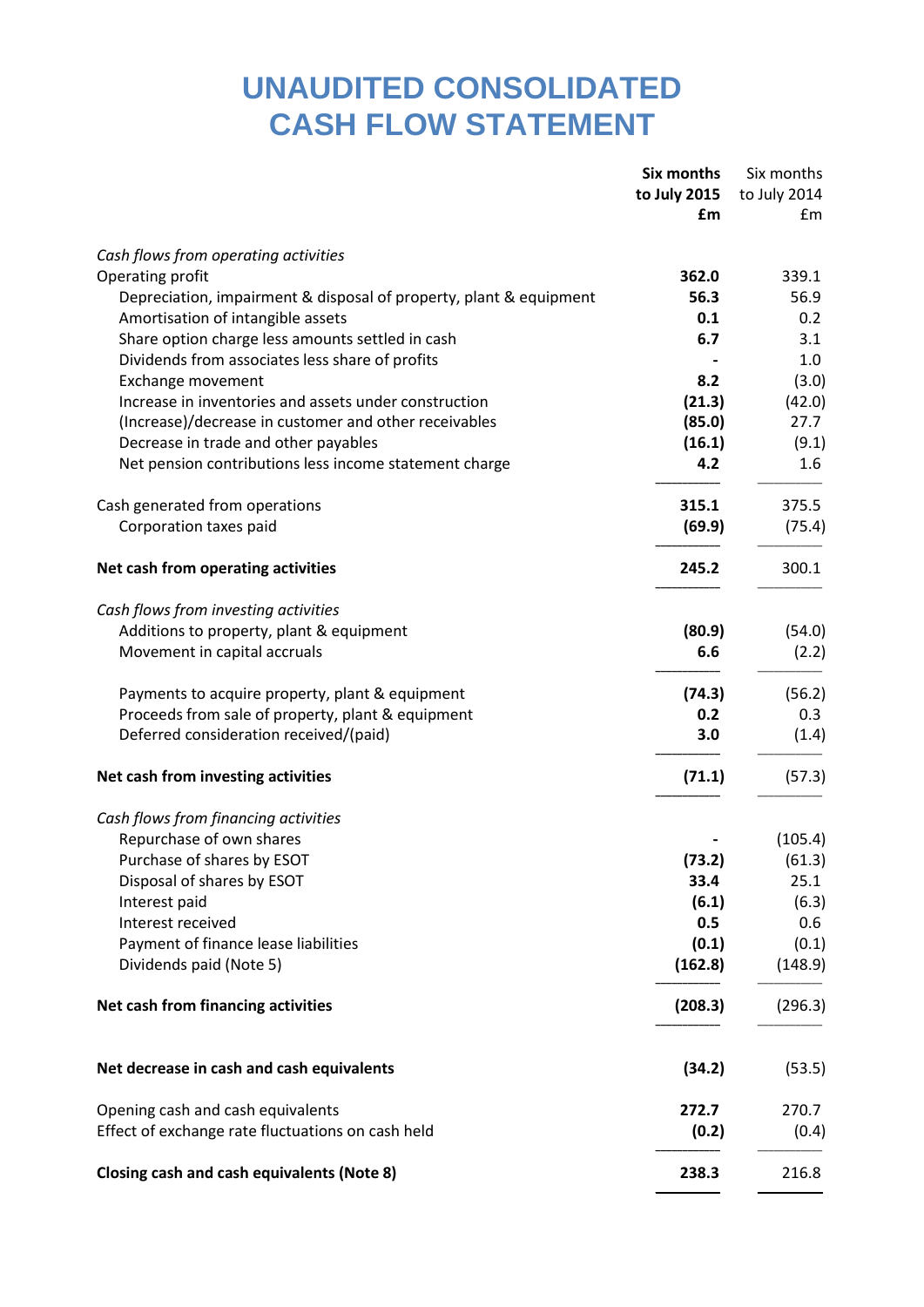# UNAUDITED CONSOLIDATED CASH FLOW STATEMENT

| | **Six months to July 2015 £m** | Six months to July 2014 £m |
|---|---|---|
| *Cash flows from operating activities* | | |
| Operating profit | **362.0** | 339.1 |
| Depreciation, impairment & disposal of property, plant & equipment | **56.3** | 56.9 |
| Amortisation of intangible assets | **0.1** | 0.2 |
| Share option charge less amounts settled in cash | **6.7** | 3.1 |
| Dividends from associates less share of profits | **-** | 1.0 |
| Exchange movement | **8.2** | (3.0) |
| Increase in inventories and assets under construction | **(21.3)** | (42.0) |
| (Increase)/decrease in customer and other receivables | **(85.0)** | 27.7 |
| Decrease in trade and other payables | **(16.1)** | (9.1) |
| Net pension contributions less income statement charge | **4.2** | 1.6 |
| Cash generated from operations | **315.1** | 375.5 |
| Corporation taxes paid | **(69.9)** | (75.4) |
| **Net cash from operating activities** | **245.2** | 300.1 |
| *Cash flows from investing activities* | | |
| Additions to property, plant & equipment | **(80.9)** | (54.0) |
| Movement in capital accruals | **6.6** | (2.2) |
| Payments to acquire property, plant & equipment | **(74.3)** | (56.2) |
| Proceeds from sale of property, plant & equipment | **0.2** | 0.3 |
| Deferred consideration received/(paid) | **3.0** | (1.4) |
| **Net cash from investing activities** | **(71.1)** | (57.3) |
| *Cash flows from financing activities* | | |
| Repurchase of own shares | **-** | (105.4) |
| Purchase of shares by ESOT | **(73.2)** | (61.3) |
| Disposal of shares by ESOT | **33.4** | 25.1 |
| Interest paid | **(6.1)** | (6.3) |
| Interest received | **0.5** | 0.6 |
| Payment of finance lease liabilities | **(0.1)** | (0.1) |
| Dividends paid (Note 5) | **(162.8)** | (148.9) |
| **Net cash from financing activities** | **(208.3)** | (296.3) |
| **Net decrease in cash and cash equivalents** | **(34.2)** | (53.5) |
| Opening cash and cash equivalents | **272.7** | 270.7 |
| Effect of exchange rate fluctuations on cash held | **(0.2)** | (0.4) |
| **Closing cash and cash equivalents (Note 8)** | **238.3** | 216.8 |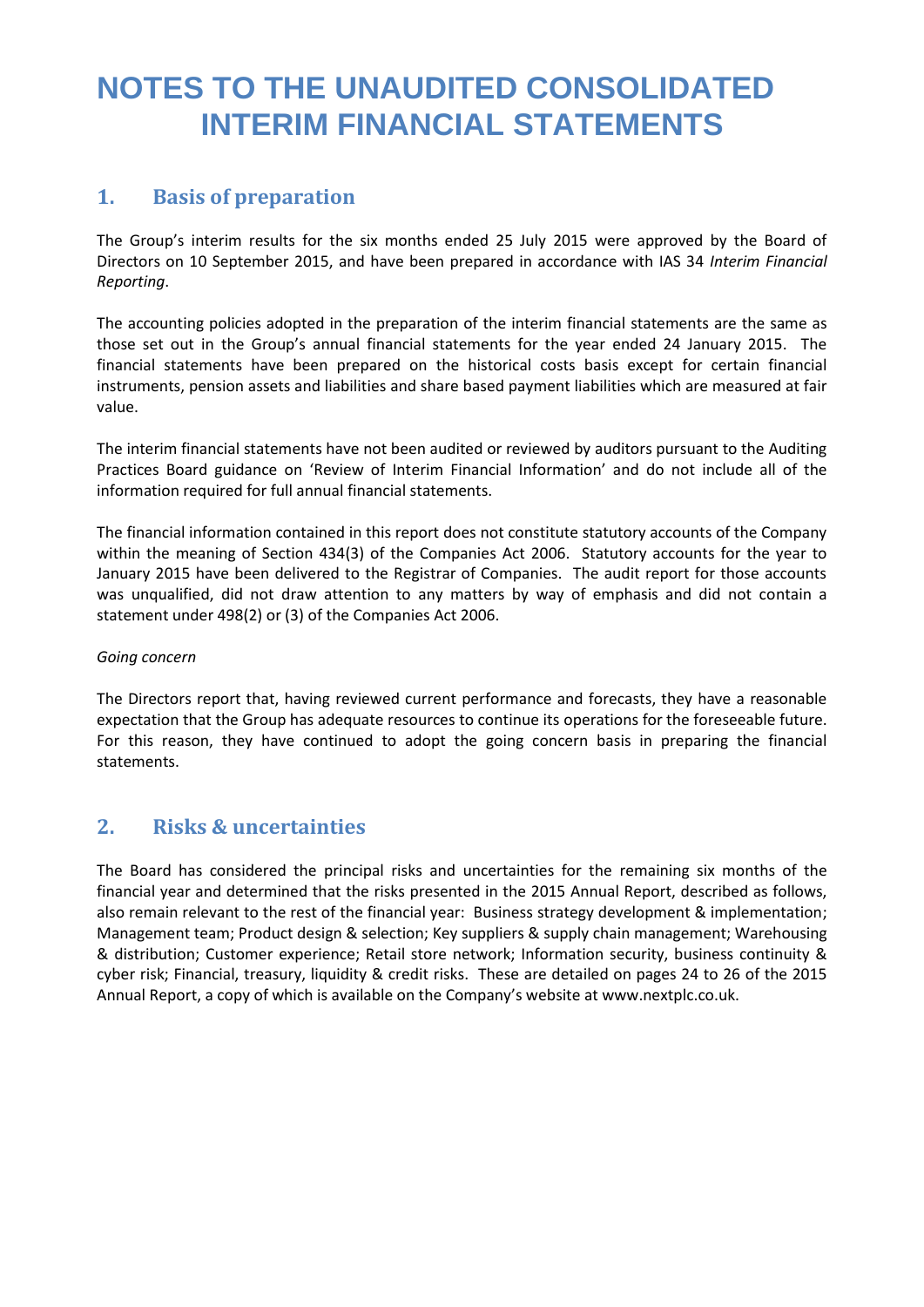# NOTES TO THE UNAUDITED CONSOLIDATED INTERIM FINANCIAL STATEMENTS

## 1. Basis of preparation

The Group's interim results for the six months ended 25 July 2015 were approved by the Board of Directors on 10 September 2015, and have been prepared in accordance with IAS 34 *Interim Financial Reporting*.

The accounting policies adopted in the preparation of the interim financial statements are the same as those set out in the Group's annual financial statements for the year ended 24 January 2015. The financial statements have been prepared on the historical costs basis except for certain financial instruments, pension assets and liabilities and share based payment liabilities which are measured at fair value.

The interim financial statements have not been audited or reviewed by auditors pursuant to the Auditing Practices Board guidance on 'Review of Interim Financial Information' and do not include all of the information required for full annual financial statements.

The financial information contained in this report does not constitute statutory accounts of the Company within the meaning of Section 434(3) of the Companies Act 2006. Statutory accounts for the year to January 2015 have been delivered to the Registrar of Companies. The audit report for those accounts was unqualified, did not draw attention to any matters by way of emphasis and did not contain a statement under 498(2) or (3) of the Companies Act 2006.

*Going concern*

The Directors report that, having reviewed current performance and forecasts, they have a reasonable expectation that the Group has adequate resources to continue its operations for the foreseeable future. For this reason, they have continued to adopt the going concern basis in preparing the financial statements.

## 2. Risks & uncertainties

The Board has considered the principal risks and uncertainties for the remaining six months of the financial year and determined that the risks presented in the 2015 Annual Report, described as follows, also remain relevant to the rest of the financial year: Business strategy development & implementation; Management team; Product design & selection; Key suppliers & supply chain management; Warehousing & distribution; Customer experience; Retail store network; Information security, business continuity & cyber risk; Financial, treasury, liquidity & credit risks. These are detailed on pages 24 to 26 of the 2015 Annual Report, a copy of which is available on the Company's website at www.nextplc.co.uk.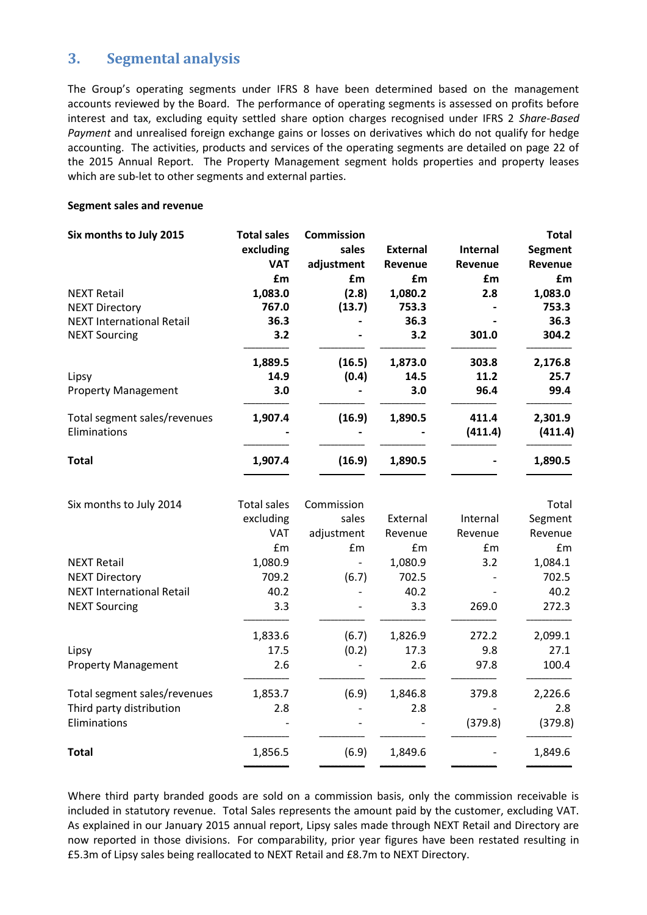## 3. Segmental analysis

The Group's operating segments under IFRS 8 have been determined based on the management accounts reviewed by the Board. The performance of operating segments is assessed on profits before interest and tax, excluding equity settled share option charges recognised under IFRS 2 *Share-Based Payment* and unrealised foreign exchange gains or losses on derivatives which do not qualify for hedge accounting. The activities, products and services of the operating segments are detailed on page 22 of the 2015 Annual Report. The Property Management segment holds properties and property leases which are sub-let to other segments and external parties.

**Segment sales and revenue**

| **Six months to July 2015** | **Total sales excluding VAT £m** | **Commission sales adjustment £m** | **External Revenue £m** | **Internal Revenue £m** | **Total Segment Revenue £m** |
|---|---|---|---|---|---|
| NEXT Retail | **1,083.0** | **(2.8)** | **1,080.2** | **2.8** | **1,083.0** |
| NEXT Directory | **767.0** | **(13.7)** | **753.3** | **-** | **753.3** |
| NEXT International Retail | **36.3** | **-** | **36.3** | **-** | **36.3** |
| NEXT Sourcing | **3.2** | **-** | **3.2** | **301.0** | **304.2** |
| | **1,889.5** | **(16.5)** | **1,873.0** | **303.8** | **2,176.8** |
| Lipsy | **14.9** | **(0.4)** | **14.5** | **11.2** | **25.7** |
| Property Management | **3.0** | **-** | **3.0** | **96.4** | **99.4** |
| Total segment sales/revenues | **1,907.4** | **(16.9)** | **1,890.5** | **411.4** | **2,301.9** |
| Eliminations | **-** | **-** | **-** | **(411.4)** | **(411.4)** |
| **Total** | **1,907.4** | **(16.9)** | **1,890.5** | **-** | **1,890.5** |

| Six months to July 2014 | Total sales excluding VAT £m | Commission sales adjustment £m | External Revenue £m | Internal Revenue £m | Total Segment Revenue £m |
|---|---|---|---|---|---|
| NEXT Retail | 1,080.9 | - | 1,080.9 | 3.2 | 1,084.1 |
| NEXT Directory | 709.2 | (6.7) | 702.5 | - | 702.5 |
| NEXT International Retail | 40.2 | - | 40.2 | - | 40.2 |
| NEXT Sourcing | 3.3 | - | 3.3 | 269.0 | 272.3 |
| | 1,833.6 | (6.7) | 1,826.9 | 272.2 | 2,099.1 |
| Lipsy | 17.5 | (0.2) | 17.3 | 9.8 | 27.1 |
| Property Management | 2.6 | - | 2.6 | 97.8 | 100.4 |
| Total segment sales/revenues | 1,853.7 | (6.9) | 1,846.8 | 379.8 | 2,226.6 |
| Third party distribution | 2.8 | - | 2.8 | - | 2.8 |
| Eliminations | - | - | - | (379.8) | (379.8) |
| **Total** | 1,856.5 | (6.9) | 1,849.6 | - | 1,849.6 |

Where third party branded goods are sold on a commission basis, only the commission receivable is included in statutory revenue. Total Sales represents the amount paid by the customer, excluding VAT. As explained in our January 2015 annual report, Lipsy sales made through NEXT Retail and Directory are now reported in those divisions. For comparability, prior year figures have been restated resulting in £5.3m of Lipsy sales being reallocated to NEXT Retail and £8.7m to NEXT Directory.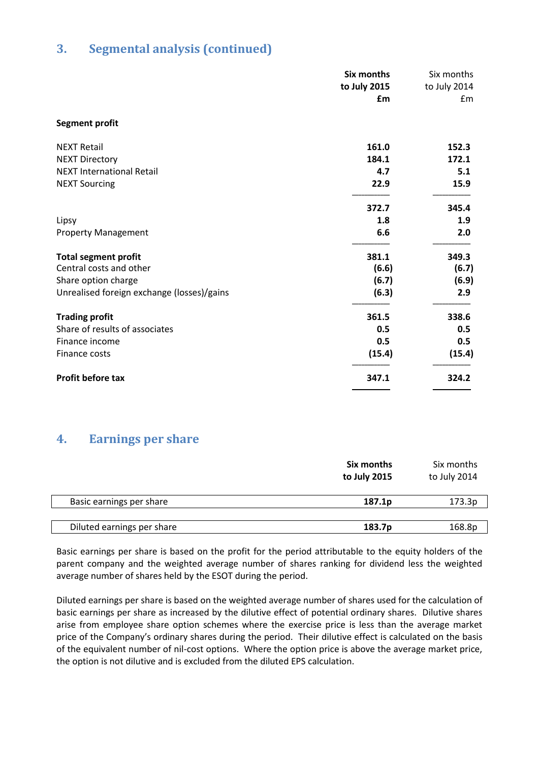## 3. Segmental analysis (continued)

| | **Six months to July 2015 £m** | Six months to July 2014 £m |
|---|---|---|
| **Segment profit** | | |
| NEXT Retail | **161.0** | **152.3** |
| NEXT Directory | **184.1** | **172.1** |
| NEXT International Retail | **4.7** | **5.1** |
| NEXT Sourcing | **22.9** | **15.9** |
| | **372.7** | **345.4** |
| Lipsy | **1.8** | **1.9** |
| Property Management | **6.6** | **2.0** |
| **Total segment profit** | **381.1** | **349.3** |
| Central costs and other | **(6.6)** | **(6.7)** |
| Share option charge | **(6.7)** | **(6.9)** |
| Unrealised foreign exchange (losses)/gains | **(6.3)** | **2.9** |
| **Trading profit** | **361.5** | **338.6** |
| Share of results of associates | **0.5** | **0.5** |
| Finance income | **0.5** | **0.5** |
| Finance costs | **(15.4)** | **(15.4)** |
| **Profit before tax** | **347.1** | **324.2** |

## 4. Earnings per share

| | **Six months to July 2015** | Six months to July 2014 |
|---|---|---|
| Basic earnings per share | **187.1p** | 173.3p |
| Diluted earnings per share | **183.7p** | 168.8p |

Basic earnings per share is based on the profit for the period attributable to the equity holders of the parent company and the weighted average number of shares ranking for dividend less the weighted average number of shares held by the ESOT during the period.

Diluted earnings per share is based on the weighted average number of shares used for the calculation of basic earnings per share as increased by the dilutive effect of potential ordinary shares. Dilutive shares arise from employee share option schemes where the exercise price is less than the average market price of the Company's ordinary shares during the period. Their dilutive effect is calculated on the basis of the equivalent number of nil-cost options. Where the option price is above the average market price, the option is not dilutive and is excluded from the diluted EPS calculation.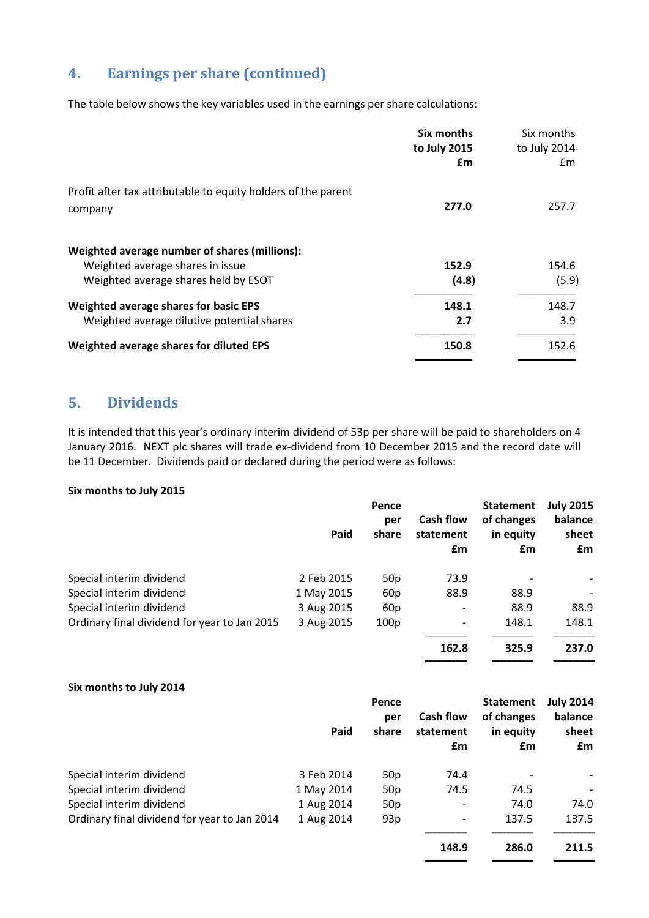## 4. Earnings per share (continued)

The table below shows the key variables used in the earnings per share calculations:

| | Six months to July 2015 £m | Six months to July 2014 £m |
|---|---|---|
| Profit after tax attributable to equity holders of the parent company | **277.0** | 257.7 |
| **Weighted average number of shares (millions):** | | |
| Weighted average shares in issue | **152.9** | 154.6 |
| Weighted average shares held by ESOT | **(4.8)** | (5.9) |
| **Weighted average shares for basic EPS** | **148.1** | 148.7 |
| Weighted average dilutive potential shares | **2.7** | 3.9 |
| **Weighted average shares for diluted EPS** | **150.8** | 152.6 |

## 5. Dividends

It is intended that this year's ordinary interim dividend of 53p per share will be paid to shareholders on 4 January 2016. NEXT plc shares will trade ex-dividend from 10 December 2015 and the record date will be 11 December. Dividends paid or declared during the period were as follows:

**Six months to July 2015**

| | Paid | Pence per share | Cash flow statement £m | Statement of changes in equity £m | July 2015 balance sheet £m |
|---|---|---|---|---|---|
| Special interim dividend | 2 Feb 2015 | 50p | 73.9 | - | - |
| Special interim dividend | 1 May 2015 | 60p | 88.9 | 88.9 | - |
| Special interim dividend | 3 Aug 2015 | 60p | - | 88.9 | 88.9 |
| Ordinary final dividend for year to Jan 2015 | 3 Aug 2015 | 100p | - | 148.1 | 148.1 |
| | | | **162.8** | **325.9** | **237.0** |

**Six months to July 2014**

| | Paid | Pence per share | Cash flow statement £m | Statement of changes in equity £m | July 2014 balance sheet £m |
|---|---|---|---|---|---|
| Special interim dividend | 3 Feb 2014 | 50p | 74.4 | - | - |
| Special interim dividend | 1 May 2014 | 50p | 74.5 | 74.5 | - |
| Special interim dividend | 1 Aug 2014 | 50p | - | 74.0 | 74.0 |
| Ordinary final dividend for year to Jan 2014 | 1 Aug 2014 | 93p | - | 137.5 | 137.5 |
| | | | **148.9** | **286.0** | **211.5** |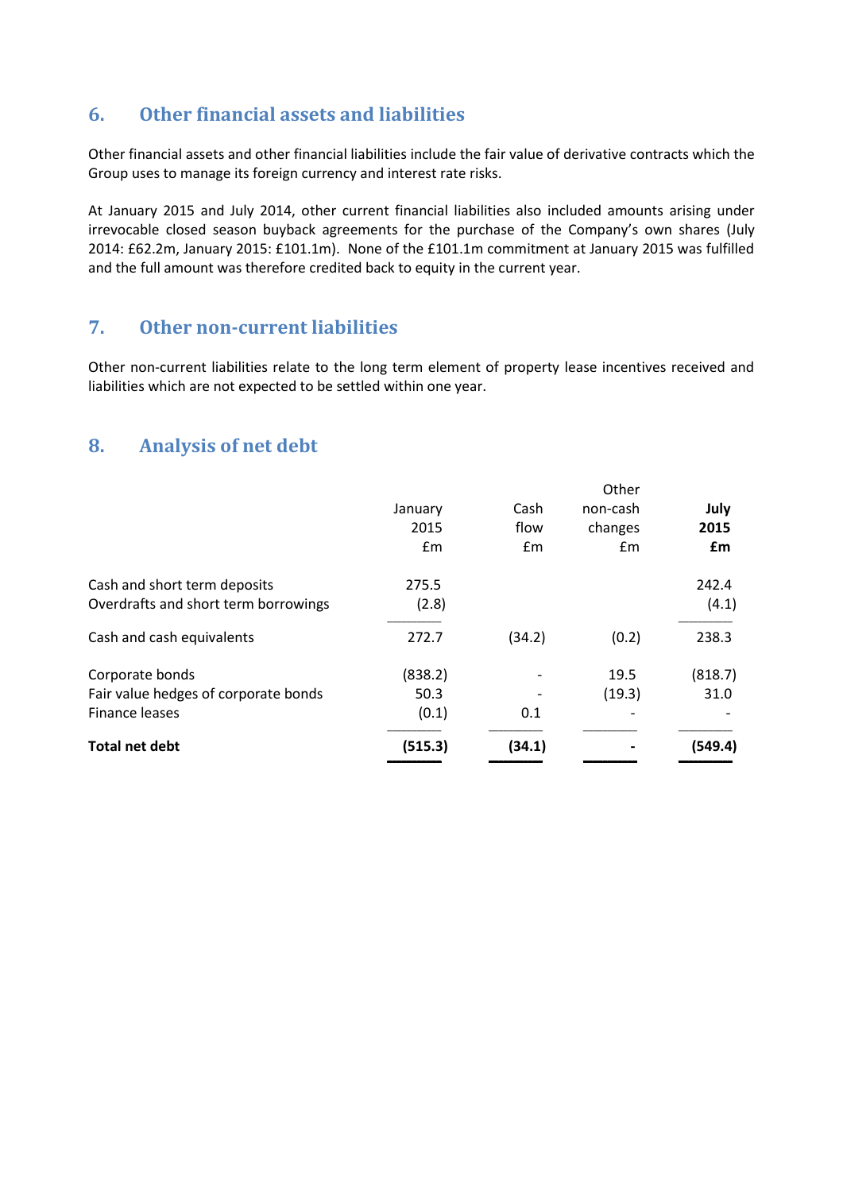## 6. Other financial assets and liabilities

Other financial assets and other financial liabilities include the fair value of derivative contracts which the Group uses to manage its foreign currency and interest rate risks.

At January 2015 and July 2014, other current financial liabilities also included amounts arising under irrevocable closed season buyback agreements for the purchase of the Company's own shares (July 2014: £62.2m, January 2015: £101.1m). None of the £101.1m commitment at January 2015 was fulfilled and the full amount was therefore credited back to equity in the current year.

## 7. Other non-current liabilities

Other non-current liabilities relate to the long term element of property lease incentives received and liabilities which are not expected to be settled within one year.

## 8. Analysis of net debt

| | January 2015 £m | Cash flow £m | Other non-cash changes £m | **July 2015 £m** |
|---|---|---|---|---|
| Cash and short term deposits | 275.5 | | | 242.4 |
| Overdrafts and short term borrowings | (2.8) | | | (4.1) |
| Cash and cash equivalents | 272.7 | (34.2) | (0.2) | 238.3 |
| Corporate bonds | (838.2) | - | 19.5 | (818.7) |
| Fair value hedges of corporate bonds | 50.3 | - | (19.3) | 31.0 |
| Finance leases | (0.1) | 0.1 | - | - |
| **Total net debt** | **(515.3)** | **(34.1)** | **-** | **(549.4)** |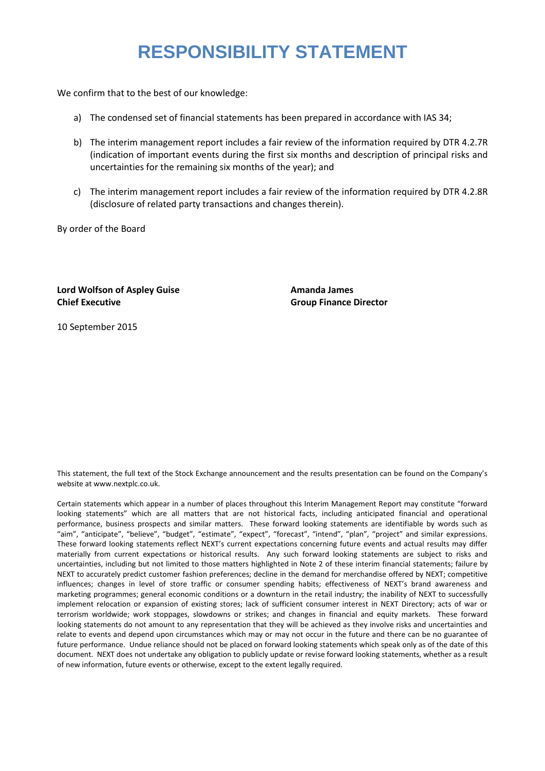# RESPONSIBILITY STATEMENT

We confirm that to the best of our knowledge:

a) The condensed set of financial statements has been prepared in accordance with IAS 34;

b) The interim management report includes a fair review of the information required by DTR 4.2.7R (indication of important events during the first six months and description of principal risks and uncertainties for the remaining six months of the year); and

c) The interim management report includes a fair review of the information required by DTR 4.2.8R (disclosure of related party transactions and changes therein).

By order of the Board

**Lord Wolfson of Aspley Guise**
**Chief Executive**

**Amanda James**
**Group Finance Director**

10 September 2015

This statement, the full text of the Stock Exchange announcement and the results presentation can be found on the Company's website at www.nextplc.co.uk.

Certain statements which appear in a number of places throughout this Interim Management Report may constitute "forward looking statements" which are all matters that are not historical facts, including anticipated financial and operational performance, business prospects and similar matters. These forward looking statements are identifiable by words such as "aim", "anticipate", "believe", "budget", "estimate", "expect", "forecast", "intend", "plan", "project" and similar expressions. These forward looking statements reflect NEXT's current expectations concerning future events and actual results may differ materially from current expectations or historical results. Any such forward looking statements are subject to risks and uncertainties, including but not limited to those matters highlighted in Note 2 of these interim financial statements; failure by NEXT to accurately predict customer fashion preferences; decline in the demand for merchandise offered by NEXT; competitive influences; changes in level of store traffic or consumer spending habits; effectiveness of NEXT's brand awareness and marketing programmes; general economic conditions or a downturn in the retail industry; the inability of NEXT to successfully implement relocation or expansion of existing stores; lack of sufficient consumer interest in NEXT Directory; acts of war or terrorism worldwide; work stoppages, slowdowns or strikes; and changes in financial and equity markets. These forward looking statements do not amount to any representation that they will be achieved as they involve risks and uncertainties and relate to events and depend upon circumstances which may or may not occur in the future and there can be no guarantee of future performance. Undue reliance should not be placed on forward looking statements which speak only as of the date of this document. NEXT does not undertake any obligation to publicly update or revise forward looking statements, whether as a result of new information, future events or otherwise, except to the extent legally required.